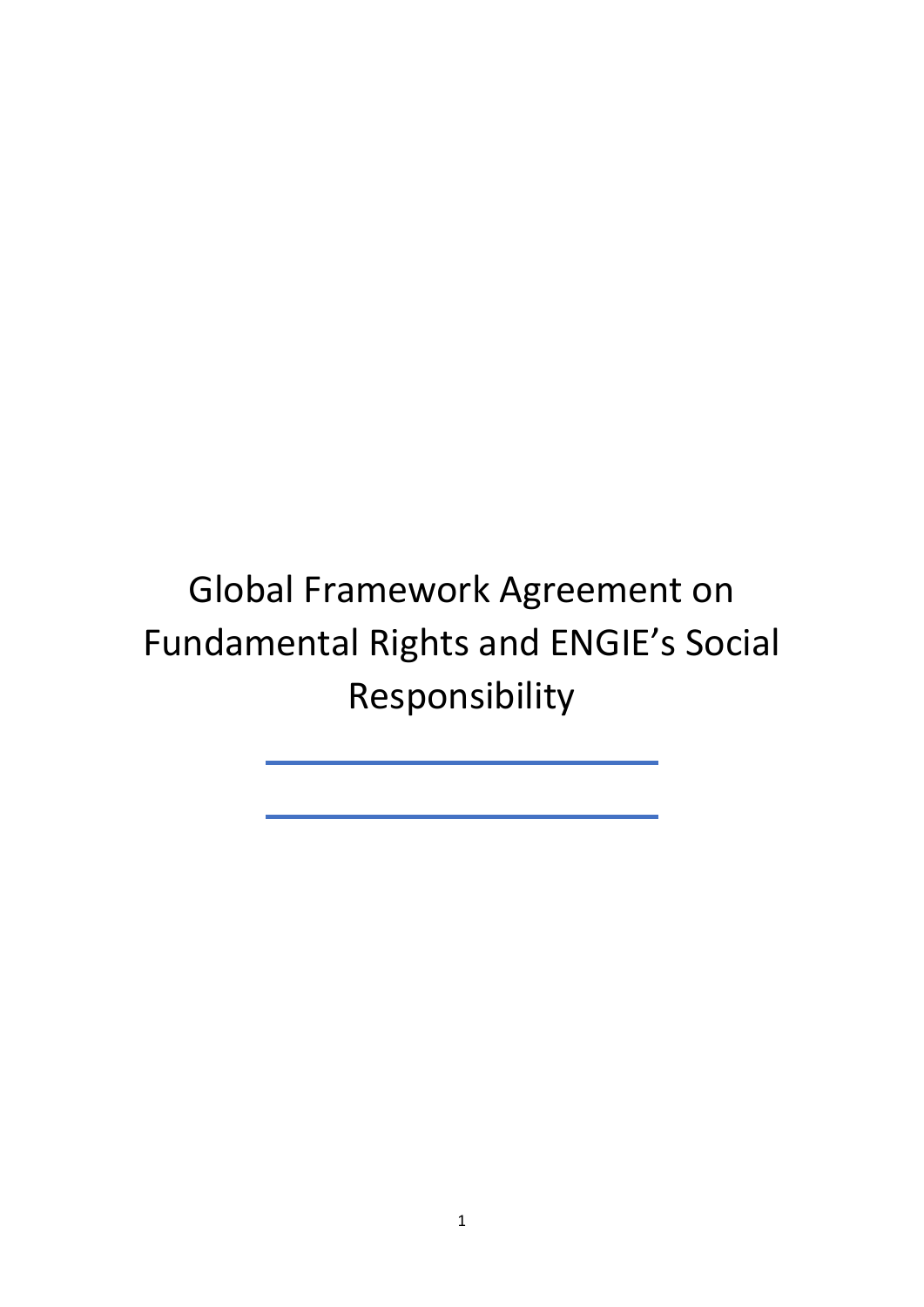# Global Framework Agreement on Fundamental Rights and ENGIE’s Social Responsibility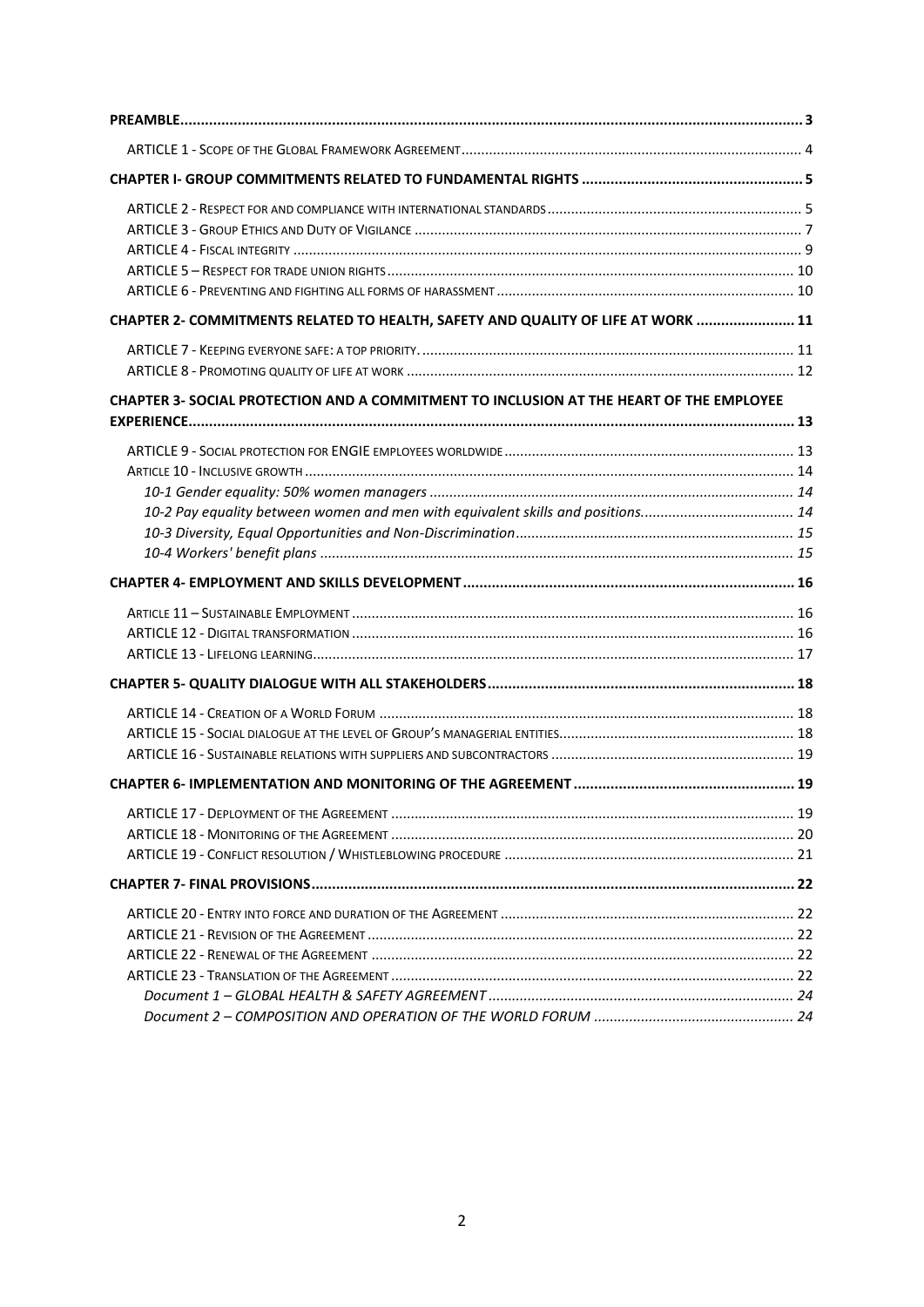**PREAMBLE** ..... 3

ARTICLE 1 - SCOPE OF THE GLOBAL FRAMEWORK AGREEMENT ..... 4

**CHAPTER I- GROUP COMMITMENTS RELATED TO FUNDAMENTAL RIGHTS** ..... 5

ARTICLE 2 - RESPECT FOR AND COMPLIANCE WITH INTERNATIONAL STANDARDS ..... 5
ARTICLE 3 - GROUP ETHICS AND DUTY OF VIGILANCE ..... 7
ARTICLE 4 - FISCAL INTEGRITY ..... 9
ARTICLE 5 – RESPECT FOR TRADE UNION RIGHTS ..... 10
ARTICLE 6 - PREVENTING AND FIGHTING ALL FORMS OF HARASSMENT ..... 10

**CHAPTER 2- COMMITMENTS RELATED TO HEALTH, SAFETY AND QUALITY OF LIFE AT WORK** ..... 11

ARTICLE 7 - KEEPING EVERYONE SAFE: A TOP PRIORITY. ..... 11
ARTICLE 8 - PROMOTING QUALITY OF LIFE AT WORK ..... 12

**CHAPTER 3- SOCIAL PROTECTION AND A COMMITMENT TO INCLUSION AT THE HEART OF THE EMPLOYEE EXPERIENCE** ..... 13

ARTICLE 9 - SOCIAL PROTECTION FOR ENGIE EMPLOYEES WORLDWIDE ..... 13
ARTICLE 10 - INCLUSIVE GROWTH ..... 14
*10-1 Gender equality: 50% women managers* ..... 14
*10-2 Pay equality between women and men with equivalent skills and positions.* ..... 14
*10-3 Diversity, Equal Opportunities and Non-Discrimination* ..... 15
*10-4 Workers' benefit plans* ..... 15

**CHAPTER 4- EMPLOYMENT AND SKILLS DEVELOPMENT** ..... 16

ARTICLE 11 – SUSTAINABLE EMPLOYMENT ..... 16
ARTICLE 12 - DIGITAL TRANSFORMATION ..... 16
ARTICLE 13 - LIFELONG LEARNING ..... 17

**CHAPTER 5- QUALITY DIALOGUE WITH ALL STAKEHOLDERS** ..... 18

ARTICLE 14 - CREATION OF A WORLD FORUM ..... 18
ARTICLE 15 - SOCIAL DIALOGUE AT THE LEVEL OF GROUP'S MANAGERIAL ENTITIES ..... 18
ARTICLE 16 - SUSTAINABLE RELATIONS WITH SUPPLIERS AND SUBCONTRACTORS ..... 19

**CHAPTER 6- IMPLEMENTATION AND MONITORING OF THE AGREEMENT** ..... 19

ARTICLE 17 - DEPLOYMENT OF THE AGREEMENT ..... 19
ARTICLE 18 - MONITORING OF THE AGREEMENT ..... 20
ARTICLE 19 - CONFLICT RESOLUTION / WHISTLEBLOWING PROCEDURE ..... 21

**CHAPTER 7- FINAL PROVISIONS** ..... 22

ARTICLE 20 - ENTRY INTO FORCE AND DURATION OF THE AGREEMENT ..... 22
ARTICLE 21 - REVISION OF THE AGREEMENT ..... 22
ARTICLE 22 - RENEWAL OF THE AGREEMENT ..... 22
ARTICLE 23 - TRANSLATION OF THE AGREEMENT ..... 22
*Document 1 – GLOBAL HEALTH & SAFETY AGREEMENT* ..... 24
*Document 2 – COMPOSITION AND OPERATION OF THE WORLD FORUM* ..... 24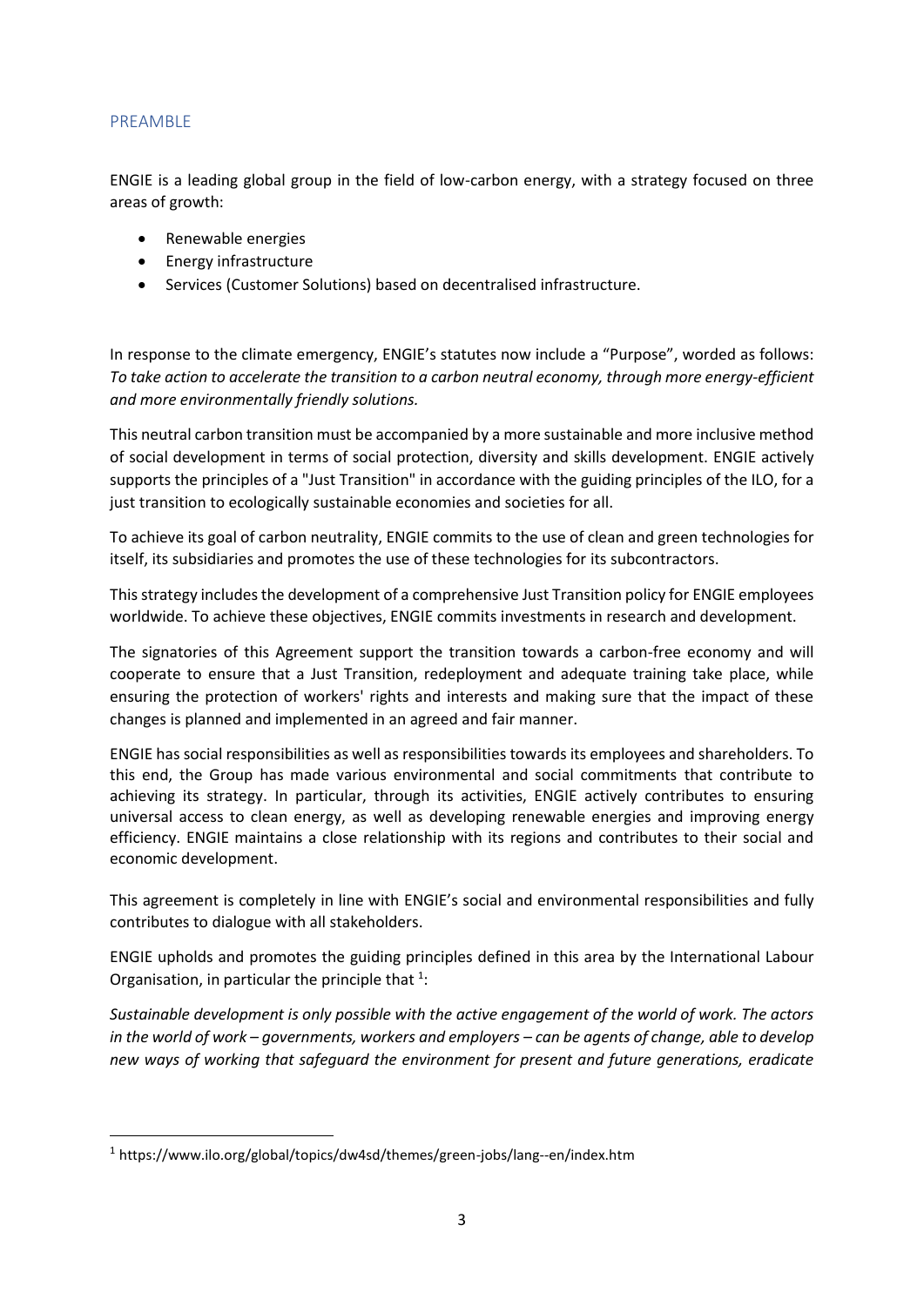## PREAMBLE

ENGIE is a leading global group in the field of low-carbon energy, with a strategy focused on three areas of growth:

- Renewable energies
- Energy infrastructure
- Services (Customer Solutions) based on decentralised infrastructure.

In response to the climate emergency, ENGIE's statutes now include a "Purpose", worded as follows: *To take action to accelerate the transition to a carbon neutral economy, through more energy-efficient and more environmentally friendly solutions.*

This neutral carbon transition must be accompanied by a more sustainable and more inclusive method of social development in terms of social protection, diversity and skills development. ENGIE actively supports the principles of a "Just Transition" in accordance with the guiding principles of the ILO, for a just transition to ecologically sustainable economies and societies for all.

To achieve its goal of carbon neutrality, ENGIE commits to the use of clean and green technologies for itself, its subsidiaries and promotes the use of these technologies for its subcontractors.

This strategy includes the development of a comprehensive Just Transition policy for ENGIE employees worldwide. To achieve these objectives, ENGIE commits investments in research and development.

The signatories of this Agreement support the transition towards a carbon-free economy and will cooperate to ensure that a Just Transition, redeployment and adequate training take place, while ensuring the protection of workers' rights and interests and making sure that the impact of these changes is planned and implemented in an agreed and fair manner.

ENGIE has social responsibilities as well as responsibilities towards its employees and shareholders. To this end, the Group has made various environmental and social commitments that contribute to achieving its strategy. In particular, through its activities, ENGIE actively contributes to ensuring universal access to clean energy, as well as developing renewable energies and improving energy efficiency. ENGIE maintains a close relationship with its regions and contributes to their social and economic development.

This agreement is completely in line with ENGIE's social and environmental responsibilities and fully contributes to dialogue with all stakeholders.

ENGIE upholds and promotes the guiding principles defined in this area by the International Labour Organisation, in particular the principle that [1]:

*Sustainable development is only possible with the active engagement of the world of work. The actors in the world of work – governments, workers and employers – can be agents of change, able to develop new ways of working that safeguard the environment for present and future generations, eradicate*

[1] https://www.ilo.org/global/topics/dw4sd/themes/green-jobs/lang--en/index.htm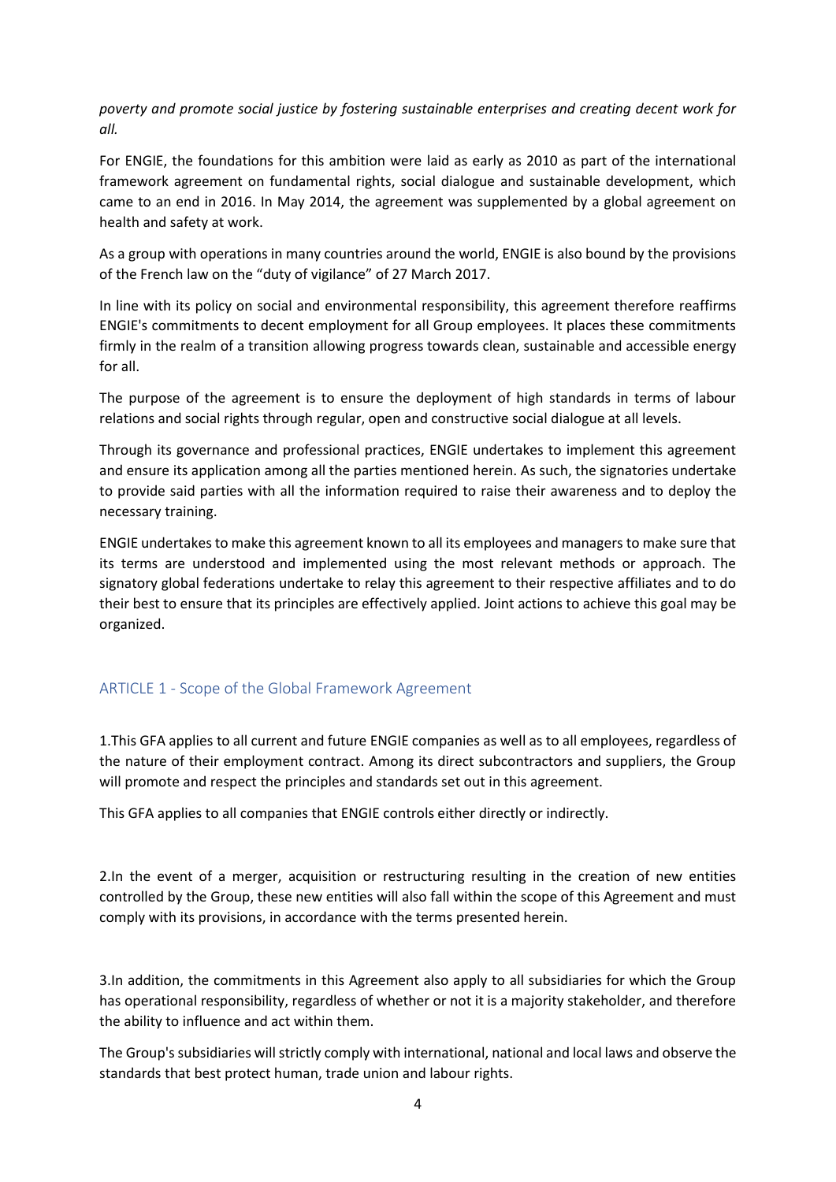*poverty and promote social justice by fostering sustainable enterprises and creating decent work for all.*

For ENGIE, the foundations for this ambition were laid as early as 2010 as part of the international framework agreement on fundamental rights, social dialogue and sustainable development, which came to an end in 2016. In May 2014, the agreement was supplemented by a global agreement on health and safety at work.

As a group with operations in many countries around the world, ENGIE is also bound by the provisions of the French law on the "duty of vigilance" of 27 March 2017.

In line with its policy on social and environmental responsibility, this agreement therefore reaffirms ENGIE's commitments to decent employment for all Group employees. It places these commitments firmly in the realm of a transition allowing progress towards clean, sustainable and accessible energy for all.

The purpose of the agreement is to ensure the deployment of high standards in terms of labour relations and social rights through regular, open and constructive social dialogue at all levels.

Through its governance and professional practices, ENGIE undertakes to implement this agreement and ensure its application among all the parties mentioned herein. As such, the signatories undertake to provide said parties with all the information required to raise their awareness and to deploy the necessary training.

ENGIE undertakes to make this agreement known to all its employees and managers to make sure that its terms are understood and implemented using the most relevant methods or approach. The signatory global federations undertake to relay this agreement to their respective affiliates and to do their best to ensure that its principles are effectively applied. Joint actions to achieve this goal may be organized.

## ARTICLE 1 - Scope of the Global Framework Agreement

1.This GFA applies to all current and future ENGIE companies as well as to all employees, regardless of the nature of their employment contract. Among its direct subcontractors and suppliers, the Group will promote and respect the principles and standards set out in this agreement.

This GFA applies to all companies that ENGIE controls either directly or indirectly.

2.In the event of a merger, acquisition or restructuring resulting in the creation of new entities controlled by the Group, these new entities will also fall within the scope of this Agreement and must comply with its provisions, in accordance with the terms presented herein.

3.In addition, the commitments in this Agreement also apply to all subsidiaries for which the Group has operational responsibility, regardless of whether or not it is a majority stakeholder, and therefore the ability to influence and act within them.

The Group's subsidiaries will strictly comply with international, national and local laws and observe the standards that best protect human, trade union and labour rights.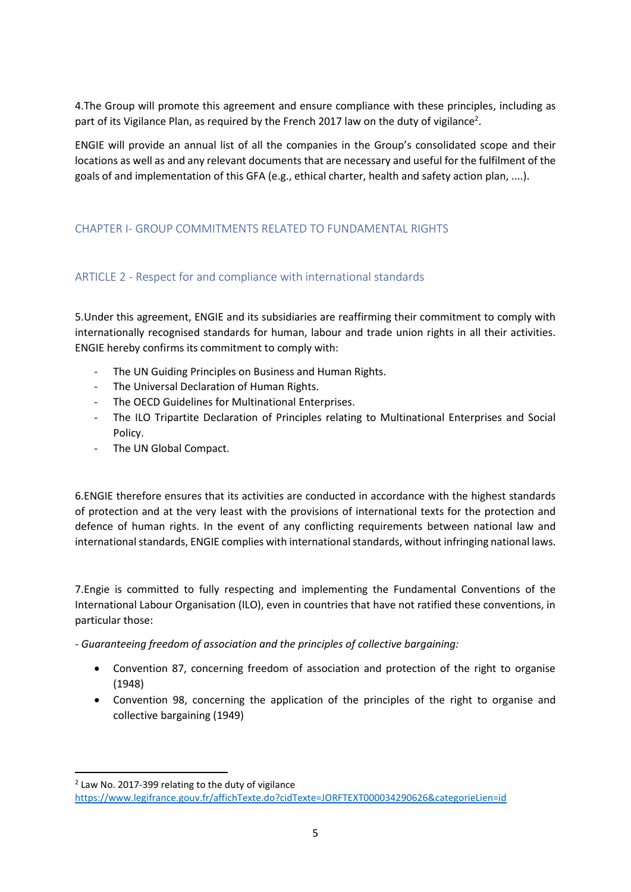4.The Group will promote this agreement and ensure compliance with these principles, including as part of its Vigilance Plan, as required by the French 2017 law on the duty of vigilance[2].

ENGIE will provide an annual list of all the companies in the Group's consolidated scope and their locations as well as and any relevant documents that are necessary and useful for the fulfilment of the goals of and implementation of this GFA (e.g., ethical charter, health and safety action plan, ....).

## CHAPTER I- GROUP COMMITMENTS RELATED TO FUNDAMENTAL RIGHTS

### ARTICLE 2 - Respect for and compliance with international standards

5.Under this agreement, ENGIE and its subsidiaries are reaffirming their commitment to comply with internationally recognised standards for human, labour and trade union rights in all their activities. ENGIE hereby confirms its commitment to comply with:

- The UN Guiding Principles on Business and Human Rights.
- The Universal Declaration of Human Rights.
- The OECD Guidelines for Multinational Enterprises.
- The ILO Tripartite Declaration of Principles relating to Multinational Enterprises and Social Policy.
- The UN Global Compact.

6.ENGIE therefore ensures that its activities are conducted in accordance with the highest standards of protection and at the very least with the provisions of international texts for the protection and defence of human rights. In the event of any conflicting requirements between national law and international standards, ENGIE complies with international standards, without infringing national laws.

7.Engie is committed to fully respecting and implementing the Fundamental Conventions of the International Labour Organisation (ILO), even in countries that have not ratified these conventions, in particular those:

*- Guaranteeing freedom of association and the principles of collective bargaining:*

- Convention 87, concerning freedom of association and protection of the right to organise (1948)
- Convention 98, concerning the application of the principles of the right to organise and collective bargaining (1949)

[2] Law No. 2017-399 relating to the duty of vigilance https://www.legifrance.gouv.fr/affichTexte.do?cidTexte=JORFTEXT000034290626&categorieLien=id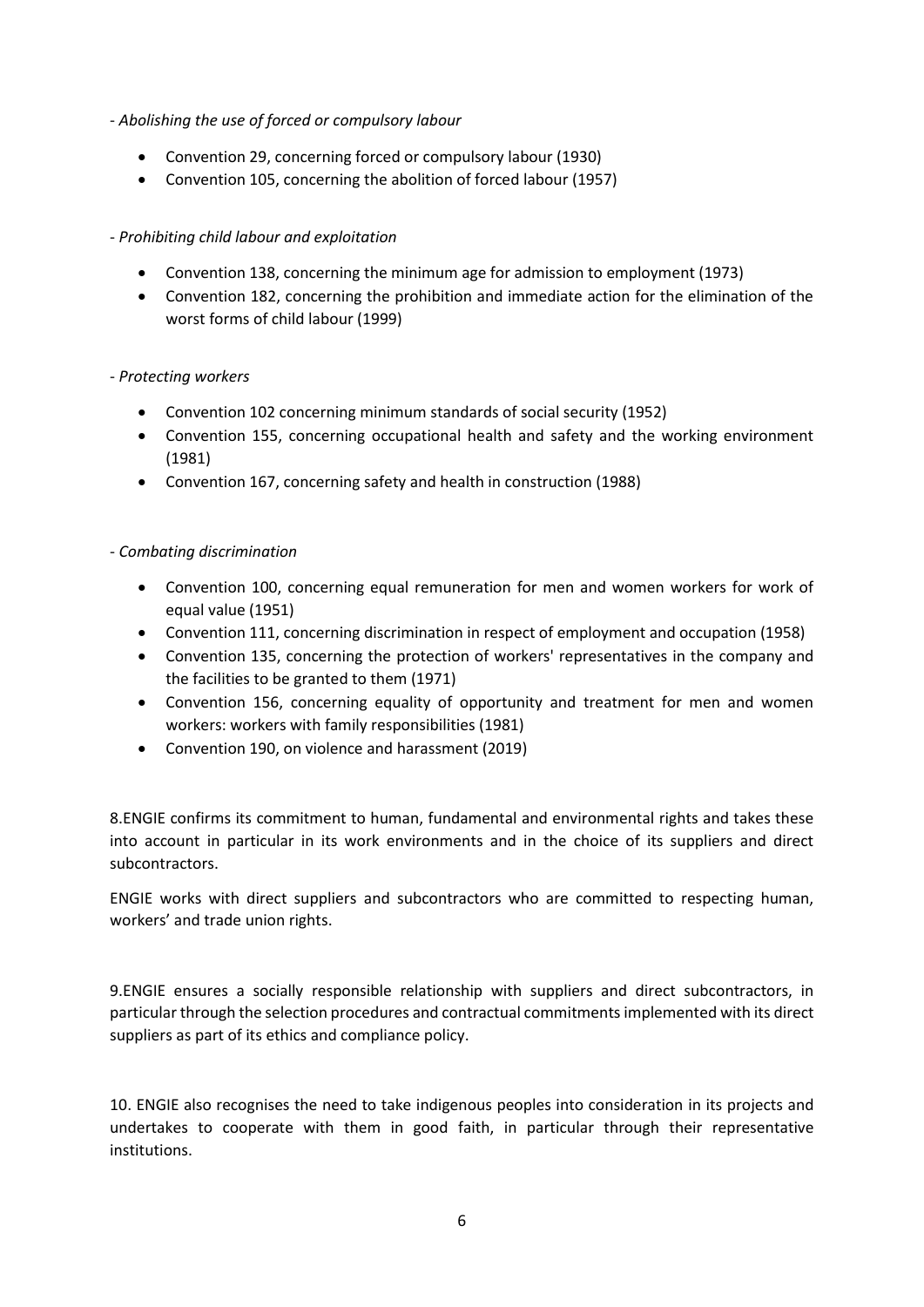- *Abolishing the use of forced or compulsory labour*

- Convention 29, concerning forced or compulsory labour (1930)
- Convention 105, concerning the abolition of forced labour (1957)

- *Prohibiting child labour and exploitation*

- Convention 138, concerning the minimum age for admission to employment (1973)
- Convention 182, concerning the prohibition and immediate action for the elimination of the worst forms of child labour (1999)

- *Protecting workers*

- Convention 102 concerning minimum standards of social security (1952)
- Convention 155, concerning occupational health and safety and the working environment (1981)
- Convention 167, concerning safety and health in construction (1988)

- *Combating discrimination*

- Convention 100, concerning equal remuneration for men and women workers for work of equal value (1951)
- Convention 111, concerning discrimination in respect of employment and occupation (1958)
- Convention 135, concerning the protection of workers' representatives in the company and the facilities to be granted to them (1971)
- Convention 156, concerning equality of opportunity and treatment for men and women workers: workers with family responsibilities (1981)
- Convention 190, on violence and harassment (2019)

8.ENGIE confirms its commitment to human, fundamental and environmental rights and takes these into account in particular in its work environments and in the choice of its suppliers and direct subcontractors.

ENGIE works with direct suppliers and subcontractors who are committed to respecting human, workers' and trade union rights.

9.ENGIE ensures a socially responsible relationship with suppliers and direct subcontractors, in particular through the selection procedures and contractual commitments implemented with its direct suppliers as part of its ethics and compliance policy.

10. ENGIE also recognises the need to take indigenous peoples into consideration in its projects and undertakes to cooperate with them in good faith, in particular through their representative institutions.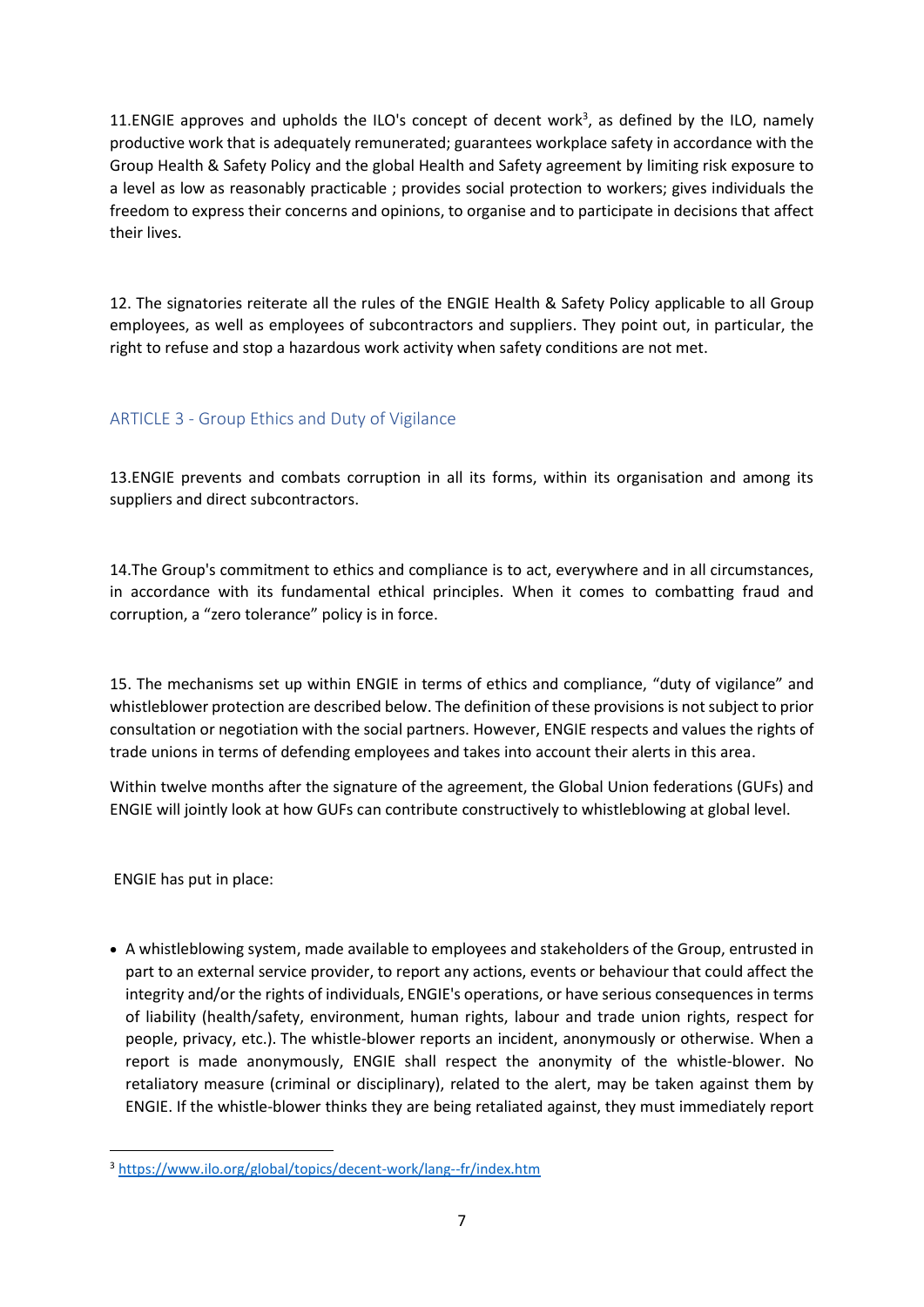11.ENGIE approves and upholds the ILO's concept of decent work[3], as defined by the ILO, namely productive work that is adequately remunerated; guarantees workplace safety in accordance with the Group Health & Safety Policy and the global Health and Safety agreement by limiting risk exposure to a level as low as reasonably practicable ; provides social protection to workers; gives individuals the freedom to express their concerns and opinions, to organise and to participate in decisions that affect their lives.

12. The signatories reiterate all the rules of the ENGIE Health & Safety Policy applicable to all Group employees, as well as employees of subcontractors and suppliers. They point out, in particular, the right to refuse and stop a hazardous work activity when safety conditions are not met.

## ARTICLE 3 - Group Ethics and Duty of Vigilance

13.ENGIE prevents and combats corruption in all its forms, within its organisation and among its suppliers and direct subcontractors.

14.The Group's commitment to ethics and compliance is to act, everywhere and in all circumstances, in accordance with its fundamental ethical principles. When it comes to combatting fraud and corruption, a “zero tolerance” policy is in force.

15. The mechanisms set up within ENGIE in terms of ethics and compliance, “duty of vigilance” and whistleblower protection are described below. The definition of these provisions is not subject to prior consultation or negotiation with the social partners. However, ENGIE respects and values the rights of trade unions in terms of defending employees and takes into account their alerts in this area.

Within twelve months after the signature of the agreement, the Global Union federations (GUFs) and ENGIE will jointly look at how GUFs can contribute constructively to whistleblowing at global level.

ENGIE has put in place:

- A whistleblowing system, made available to employees and stakeholders of the Group, entrusted in part to an external service provider, to report any actions, events or behaviour that could affect the integrity and/or the rights of individuals, ENGIE's operations, or have serious consequences in terms of liability (health/safety, environment, human rights, labour and trade union rights, respect for people, privacy, etc.). The whistle-blower reports an incident, anonymously or otherwise. When a report is made anonymously, ENGIE shall respect the anonymity of the whistle-blower. No retaliatory measure (criminal or disciplinary), related to the alert, may be taken against them by ENGIE. If the whistle-blower thinks they are being retaliated against, they must immediately report

[3] https://www.ilo.org/global/topics/decent-work/lang--fr/index.htm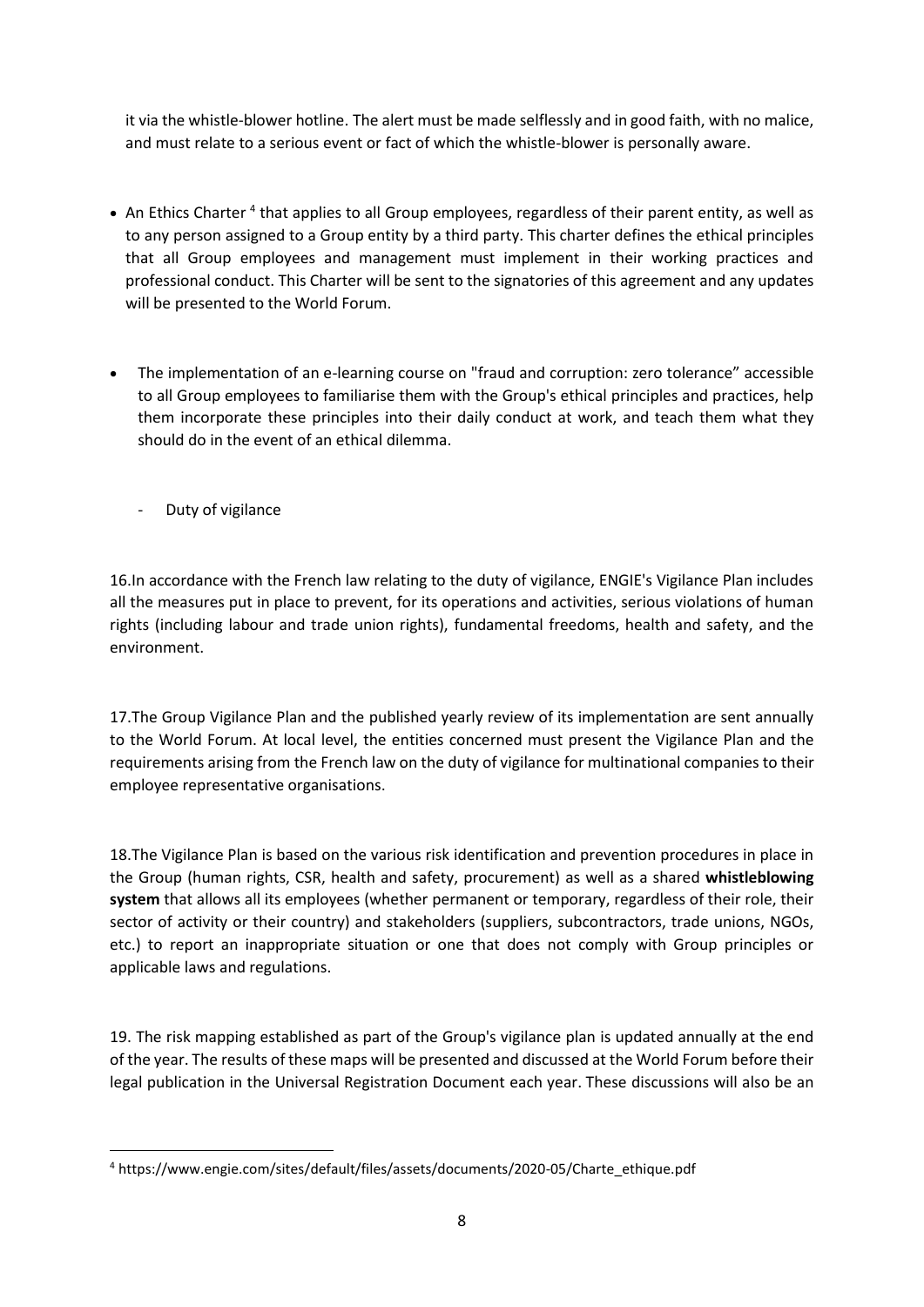it via the whistle-blower hotline. The alert must be made selflessly and in good faith, with no malice, and must relate to a serious event or fact of which the whistle-blower is personally aware.

- An Ethics Charter [4] that applies to all Group employees, regardless of their parent entity, as well as to any person assigned to a Group entity by a third party. This charter defines the ethical principles that all Group employees and management must implement in their working practices and professional conduct. This Charter will be sent to the signatories of this agreement and any updates will be presented to the World Forum.

- The implementation of an e-learning course on "fraud and corruption: zero tolerance" accessible to all Group employees to familiarise them with the Group's ethical principles and practices, help them incorporate these principles into their daily conduct at work, and teach them what they should do in the event of an ethical dilemma.

  - Duty of vigilance

16.In accordance with the French law relating to the duty of vigilance, ENGIE's Vigilance Plan includes all the measures put in place to prevent, for its operations and activities, serious violations of human rights (including labour and trade union rights), fundamental freedoms, health and safety, and the environment.

17.The Group Vigilance Plan and the published yearly review of its implementation are sent annually to the World Forum. At local level, the entities concerned must present the Vigilance Plan and the requirements arising from the French law on the duty of vigilance for multinational companies to their employee representative organisations.

18.The Vigilance Plan is based on the various risk identification and prevention procedures in place in the Group (human rights, CSR, health and safety, procurement) as well as a shared **whistleblowing system** that allows all its employees (whether permanent or temporary, regardless of their role, their sector of activity or their country) and stakeholders (suppliers, subcontractors, trade unions, NGOs, etc.) to report an inappropriate situation or one that does not comply with Group principles or applicable laws and regulations.

19. The risk mapping established as part of the Group's vigilance plan is updated annually at the end of the year. The results of these maps will be presented and discussed at the World Forum before their legal publication in the Universal Registration Document each year. These discussions will also be an

[4] https://www.engie.com/sites/default/files/assets/documents/2020-05/Charte_ethique.pdf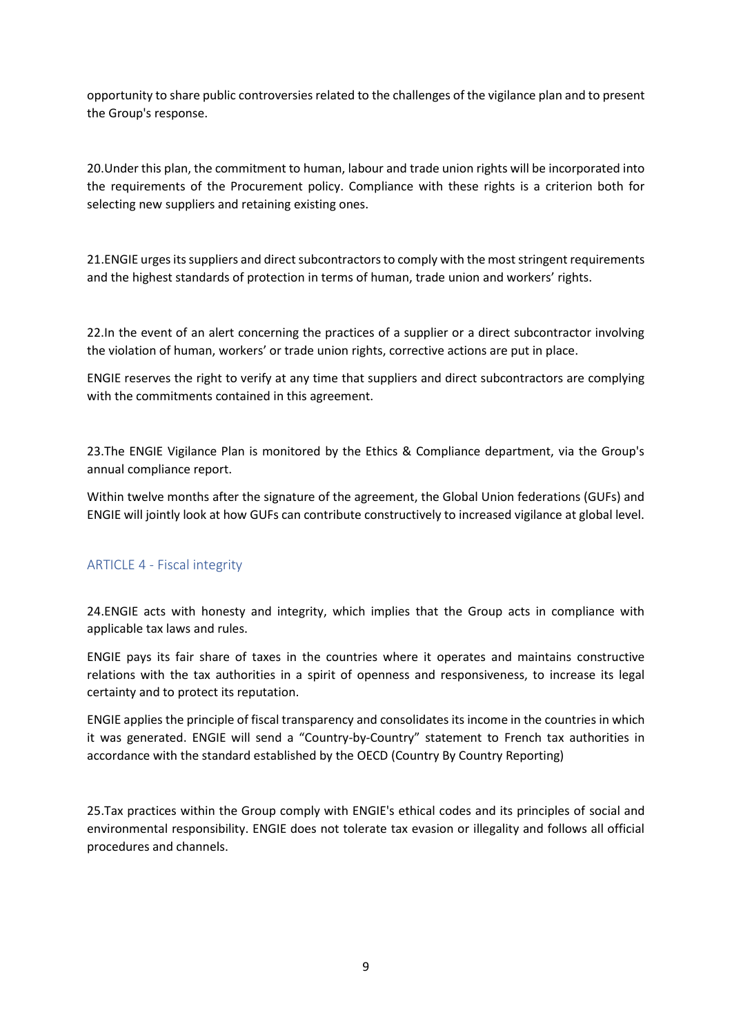opportunity to share public controversies related to the challenges of the vigilance plan and to present the Group's response.

20.Under this plan, the commitment to human, labour and trade union rights will be incorporated into the requirements of the Procurement policy. Compliance with these rights is a criterion both for selecting new suppliers and retaining existing ones.

21.ENGIE urges its suppliers and direct subcontractors to comply with the most stringent requirements and the highest standards of protection in terms of human, trade union and workers' rights.

22.In the event of an alert concerning the practices of a supplier or a direct subcontractor involving the violation of human, workers' or trade union rights, corrective actions are put in place.

ENGIE reserves the right to verify at any time that suppliers and direct subcontractors are complying with the commitments contained in this agreement.

23.The ENGIE Vigilance Plan is monitored by the Ethics & Compliance department, via the Group's annual compliance report.

Within twelve months after the signature of the agreement, the Global Union federations (GUFs) and ENGIE will jointly look at how GUFs can contribute constructively to increased vigilance at global level.

## ARTICLE 4 - Fiscal integrity

24.ENGIE acts with honesty and integrity, which implies that the Group acts in compliance with applicable tax laws and rules.

ENGIE pays its fair share of taxes in the countries where it operates and maintains constructive relations with the tax authorities in a spirit of openness and responsiveness, to increase its legal certainty and to protect its reputation.

ENGIE applies the principle of fiscal transparency and consolidates its income in the countries in which it was generated. ENGIE will send a "Country-by-Country" statement to French tax authorities in accordance with the standard established by the OECD (Country By Country Reporting)

25.Tax practices within the Group comply with ENGIE's ethical codes and its principles of social and environmental responsibility. ENGIE does not tolerate tax evasion or illegality and follows all official procedures and channels.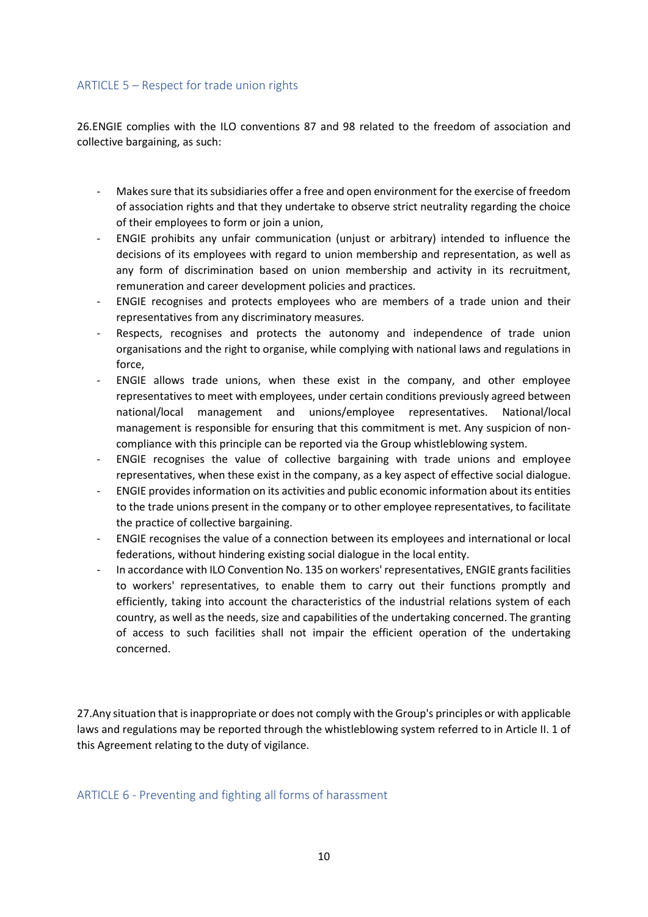## ARTICLE 5 – Respect for trade union rights

26.ENGIE complies with the ILO conventions 87 and 98 related to the freedom of association and collective bargaining, as such:

- Makes sure that its subsidiaries offer a free and open environment for the exercise of freedom of association rights and that they undertake to observe strict neutrality regarding the choice of their employees to form or join a union,
- ENGIE prohibits any unfair communication (unjust or arbitrary) intended to influence the decisions of its employees with regard to union membership and representation, as well as any form of discrimination based on union membership and activity in its recruitment, remuneration and career development policies and practices.
- ENGIE recognises and protects employees who are members of a trade union and their representatives from any discriminatory measures.
- Respects, recognises and protects the autonomy and independence of trade union organisations and the right to organise, while complying with national laws and regulations in force,
- ENGIE allows trade unions, when these exist in the company, and other employee representatives to meet with employees, under certain conditions previously agreed between national/local management and unions/employee representatives. National/local management is responsible for ensuring that this commitment is met. Any suspicion of non-compliance with this principle can be reported via the Group whistleblowing system.
- ENGIE recognises the value of collective bargaining with trade unions and employee representatives, when these exist in the company, as a key aspect of effective social dialogue.
- ENGIE provides information on its activities and public economic information about its entities to the trade unions present in the company or to other employee representatives, to facilitate the practice of collective bargaining.
- ENGIE recognises the value of a connection between its employees and international or local federations, without hindering existing social dialogue in the local entity.
- In accordance with ILO Convention No. 135 on workers' representatives, ENGIE grants facilities to workers' representatives, to enable them to carry out their functions promptly and efficiently, taking into account the characteristics of the industrial relations system of each country, as well as the needs, size and capabilities of the undertaking concerned. The granting of access to such facilities shall not impair the efficient operation of the undertaking concerned.

27.Any situation that is inappropriate or does not comply with the Group's principles or with applicable laws and regulations may be reported through the whistleblowing system referred to in Article II. 1 of this Agreement relating to the duty of vigilance.

## ARTICLE 6 - Preventing and fighting all forms of harassment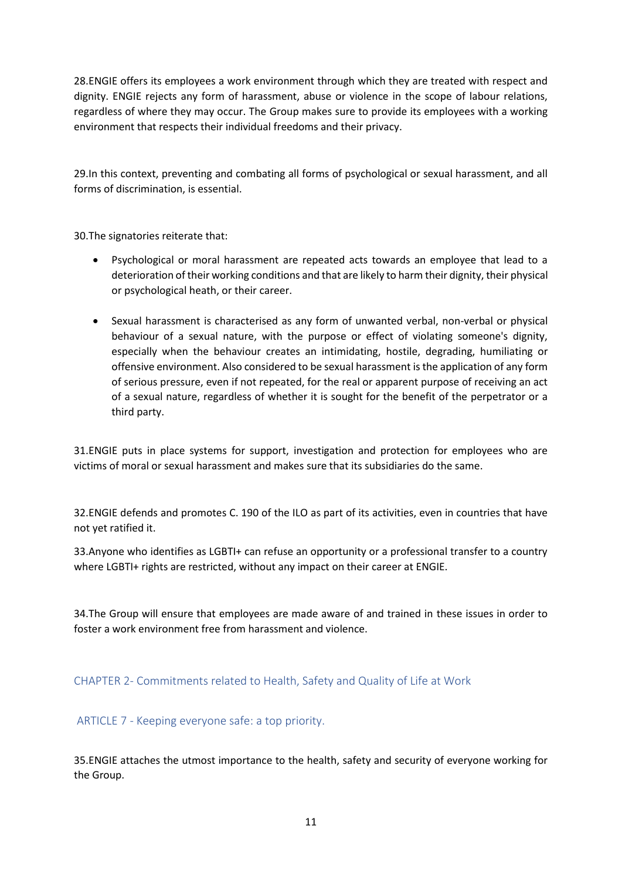28.ENGIE offers its employees a work environment through which they are treated with respect and dignity. ENGIE rejects any form of harassment, abuse or violence in the scope of labour relations, regardless of where they may occur. The Group makes sure to provide its employees with a working environment that respects their individual freedoms and their privacy.

29.In this context, preventing and combating all forms of psychological or sexual harassment, and all forms of discrimination, is essential.

30.The signatories reiterate that:

- Psychological or moral harassment are repeated acts towards an employee that lead to a deterioration of their working conditions and that are likely to harm their dignity, their physical or psychological heath, or their career.
- Sexual harassment is characterised as any form of unwanted verbal, non-verbal or physical behaviour of a sexual nature, with the purpose or effect of violating someone's dignity, especially when the behaviour creates an intimidating, hostile, degrading, humiliating or offensive environment. Also considered to be sexual harassment is the application of any form of serious pressure, even if not repeated, for the real or apparent purpose of receiving an act of a sexual nature, regardless of whether it is sought for the benefit of the perpetrator or a third party.

31.ENGIE puts in place systems for support, investigation and protection for employees who are victims of moral or sexual harassment and makes sure that its subsidiaries do the same.

32.ENGIE defends and promotes C. 190 of the ILO as part of its activities, even in countries that have not yet ratified it.

33.Anyone who identifies as LGBTI+ can refuse an opportunity or a professional transfer to a country where LGBTI+ rights are restricted, without any impact on their career at ENGIE.

34.The Group will ensure that employees are made aware of and trained in these issues in order to foster a work environment free from harassment and violence.

## CHAPTER 2- Commitments related to Health, Safety and Quality of Life at Work

### ARTICLE 7 - Keeping everyone safe: a top priority.

35.ENGIE attaches the utmost importance to the health, safety and security of everyone working for the Group.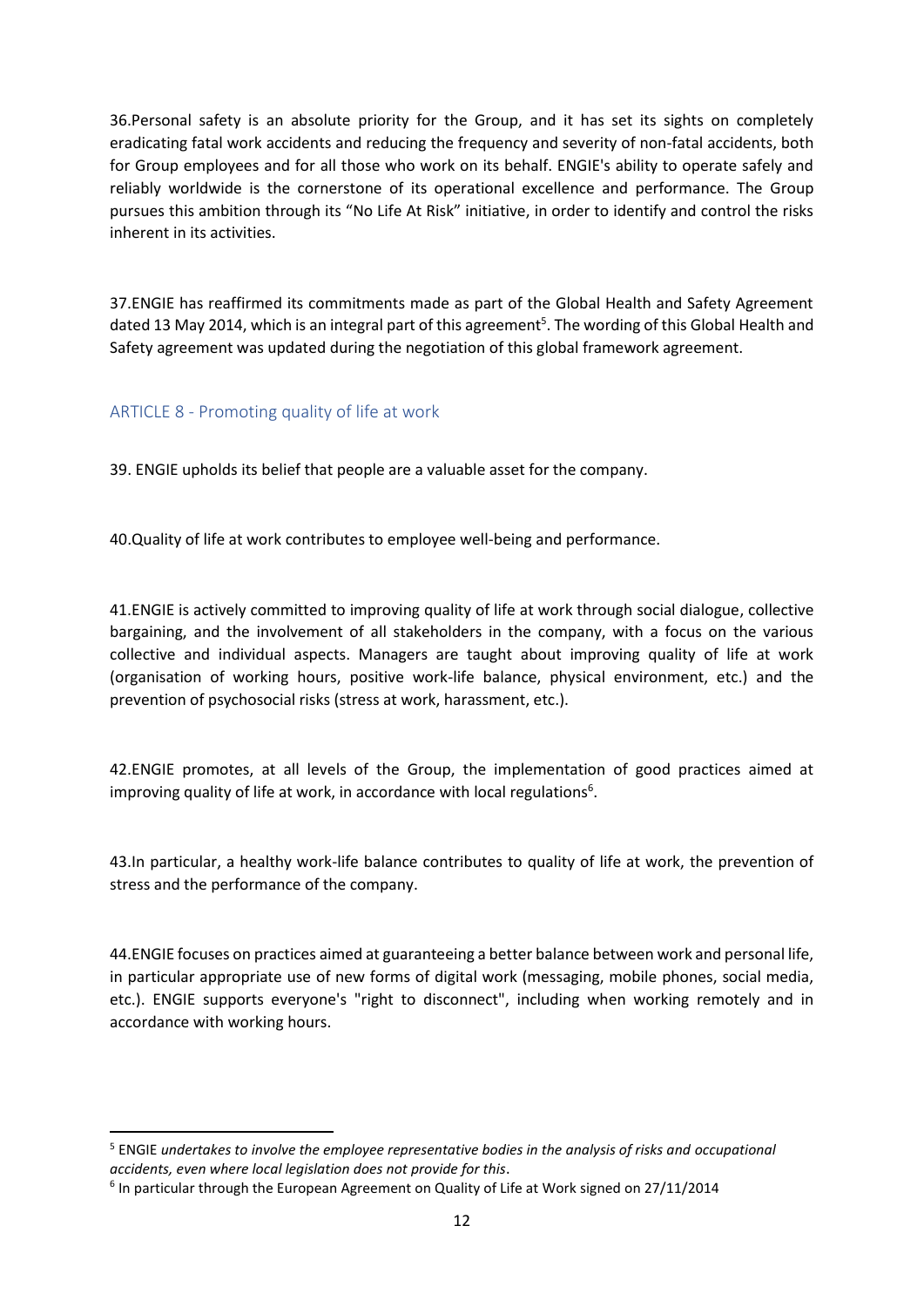36.Personal safety is an absolute priority for the Group, and it has set its sights on completely eradicating fatal work accidents and reducing the frequency and severity of non-fatal accidents, both for Group employees and for all those who work on its behalf. ENGIE's ability to operate safely and reliably worldwide is the cornerstone of its operational excellence and performance. The Group pursues this ambition through its "No Life At Risk" initiative, in order to identify and control the risks inherent in its activities.

37.ENGIE has reaffirmed its commitments made as part of the Global Health and Safety Agreement dated 13 May 2014, which is an integral part of this agreement[5]. The wording of this Global Health and Safety agreement was updated during the negotiation of this global framework agreement.

## ARTICLE 8 - Promoting quality of life at work

39. ENGIE upholds its belief that people are a valuable asset for the company.

40.Quality of life at work contributes to employee well-being and performance.

41.ENGIE is actively committed to improving quality of life at work through social dialogue, collective bargaining, and the involvement of all stakeholders in the company, with a focus on the various collective and individual aspects. Managers are taught about improving quality of life at work (organisation of working hours, positive work-life balance, physical environment, etc.) and the prevention of psychosocial risks (stress at work, harassment, etc.).

42.ENGIE promotes, at all levels of the Group, the implementation of good practices aimed at improving quality of life at work, in accordance with local regulations[6].

43.In particular, a healthy work-life balance contributes to quality of life at work, the prevention of stress and the performance of the company.

44.ENGIE focuses on practices aimed at guaranteeing a better balance between work and personal life, in particular appropriate use of new forms of digital work (messaging, mobile phones, social media, etc.). ENGIE supports everyone's "right to disconnect", including when working remotely and in accordance with working hours.

---

[5] ENGIE *undertakes to involve the employee representative bodies in the analysis of risks and occupational accidents, even where local legislation does not provide for this*.

[6] In particular through the European Agreement on Quality of Life at Work signed on 27/11/2014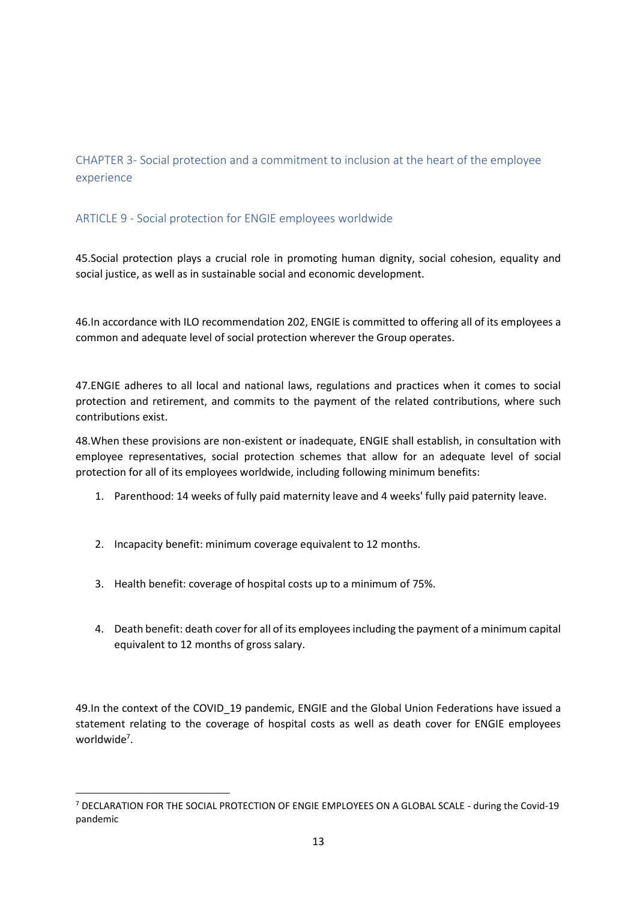## CHAPTER 3- Social protection and a commitment to inclusion at the heart of the employee experience

### ARTICLE 9 - Social protection for ENGIE employees worldwide

45.Social protection plays a crucial role in promoting human dignity, social cohesion, equality and social justice, as well as in sustainable social and economic development.

46.In accordance with ILO recommendation 202, ENGIE is committed to offering all of its employees a common and adequate level of social protection wherever the Group operates.

47.ENGIE adheres to all local and national laws, regulations and practices when it comes to social protection and retirement, and commits to the payment of the related contributions, where such contributions exist.

48.When these provisions are non-existent or inadequate, ENGIE shall establish, in consultation with employee representatives, social protection schemes that allow for an adequate level of social protection for all of its employees worldwide, including following minimum benefits:

1. Parenthood: 14 weeks of fully paid maternity leave and 4 weeks' fully paid paternity leave.
2. Incapacity benefit: minimum coverage equivalent to 12 months.
3. Health benefit: coverage of hospital costs up to a minimum of 75%.
4. Death benefit: death cover for all of its employees including the payment of a minimum capital equivalent to 12 months of gross salary.

49.In the context of the COVID_19 pandemic, ENGIE and the Global Union Federations have issued a statement relating to the coverage of hospital costs as well as death cover for ENGIE employees worldwide[7].

[7] DECLARATION FOR THE SOCIAL PROTECTION OF ENGIE EMPLOYEES ON A GLOBAL SCALE - during the Covid-19 pandemic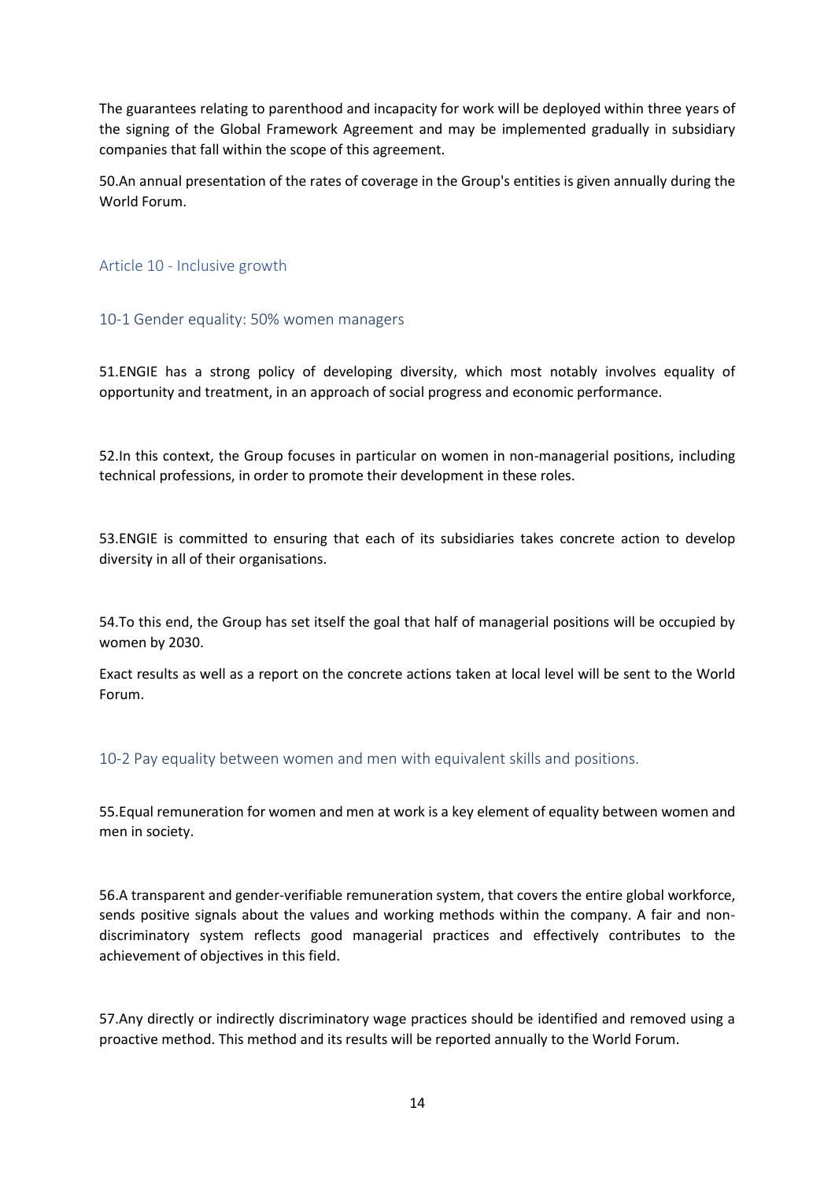The guarantees relating to parenthood and incapacity for work will be deployed within three years of the signing of the Global Framework Agreement and may be implemented gradually in subsidiary companies that fall within the scope of this agreement.

50.An annual presentation of the rates of coverage in the Group's entities is given annually during the World Forum.

## Article 10 - Inclusive growth

### 10-1 Gender equality: 50% women managers

51.ENGIE has a strong policy of developing diversity, which most notably involves equality of opportunity and treatment, in an approach of social progress and economic performance.

52.In this context, the Group focuses in particular on women in non-managerial positions, including technical professions, in order to promote their development in these roles.

53.ENGIE is committed to ensuring that each of its subsidiaries takes concrete action to develop diversity in all of their organisations.

54.To this end, the Group has set itself the goal that half of managerial positions will be occupied by women by 2030.

Exact results as well as a report on the concrete actions taken at local level will be sent to the World Forum.

### 10-2 Pay equality between women and men with equivalent skills and positions.

55.Equal remuneration for women and men at work is a key element of equality between women and men in society.

56.A transparent and gender-verifiable remuneration system, that covers the entire global workforce, sends positive signals about the values and working methods within the company. A fair and non-discriminatory system reflects good managerial practices and effectively contributes to the achievement of objectives in this field.

57.Any directly or indirectly discriminatory wage practices should be identified and removed using a proactive method. This method and its results will be reported annually to the World Forum.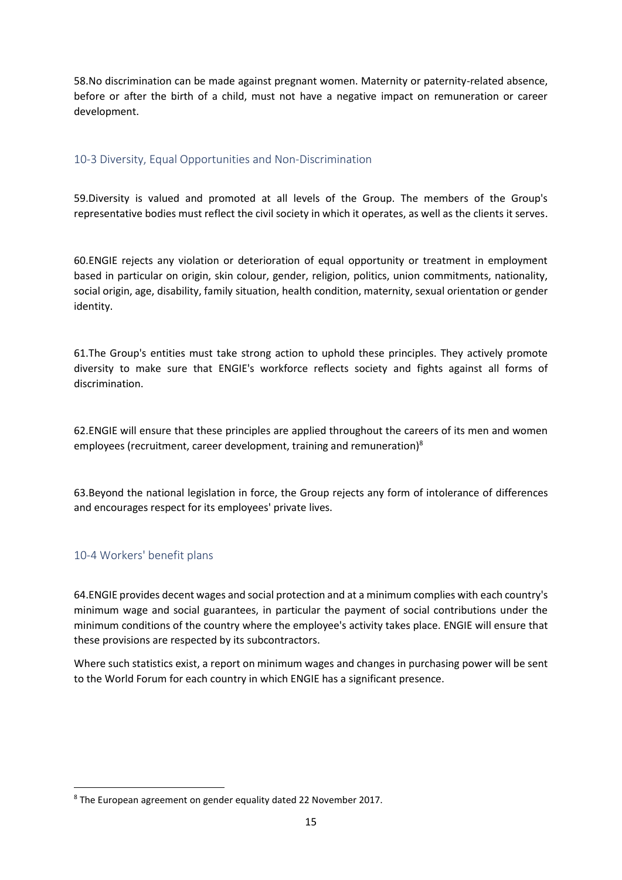58.No discrimination can be made against pregnant women. Maternity or paternity-related absence, before or after the birth of a child, must not have a negative impact on remuneration or career development.

### 10-3 Diversity, Equal Opportunities and Non-Discrimination

59.Diversity is valued and promoted at all levels of the Group. The members of the Group's representative bodies must reflect the civil society in which it operates, as well as the clients it serves.

60.ENGIE rejects any violation or deterioration of equal opportunity or treatment in employment based in particular on origin, skin colour, gender, religion, politics, union commitments, nationality, social origin, age, disability, family situation, health condition, maternity, sexual orientation or gender identity.

61.The Group's entities must take strong action to uphold these principles. They actively promote diversity to make sure that ENGIE's workforce reflects society and fights against all forms of discrimination.

62.ENGIE will ensure that these principles are applied throughout the careers of its men and women employees (recruitment, career development, training and remuneration)[8]

63.Beyond the national legislation in force, the Group rejects any form of intolerance of differences and encourages respect for its employees' private lives.

### 10-4 Workers' benefit plans

64.ENGIE provides decent wages and social protection and at a minimum complies with each country's minimum wage and social guarantees, in particular the payment of social contributions under the minimum conditions of the country where the employee's activity takes place. ENGIE will ensure that these provisions are respected by its subcontractors.

Where such statistics exist, a report on minimum wages and changes in purchasing power will be sent to the World Forum for each country in which ENGIE has a significant presence.

---

[8] The European agreement on gender equality dated 22 November 2017.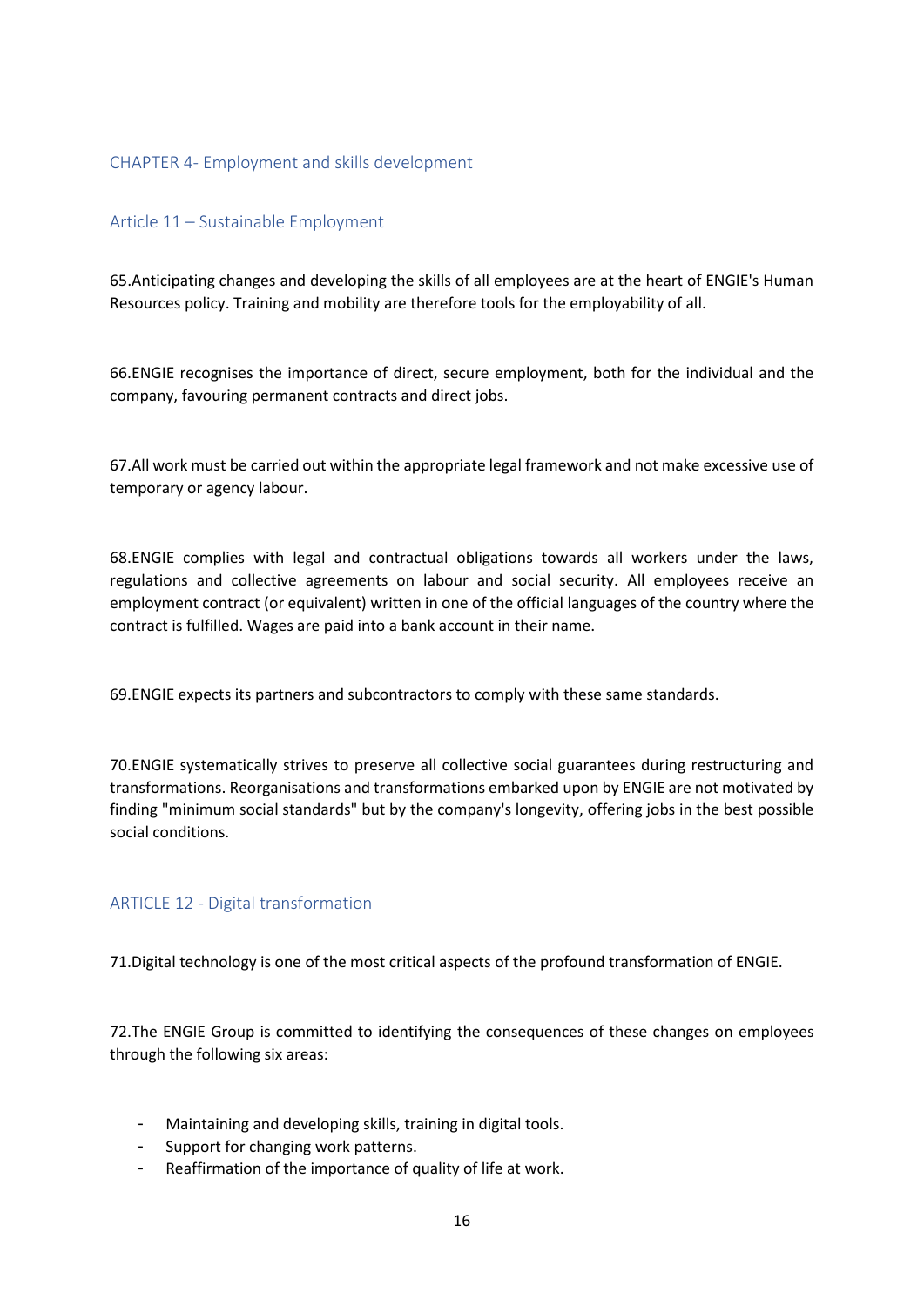## CHAPTER 4- Employment and skills development

### Article 11 – Sustainable Employment

65.Anticipating changes and developing the skills of all employees are at the heart of ENGIE's Human Resources policy. Training and mobility are therefore tools for the employability of all.

66.ENGIE recognises the importance of direct, secure employment, both for the individual and the company, favouring permanent contracts and direct jobs.

67.All work must be carried out within the appropriate legal framework and not make excessive use of temporary or agency labour.

68.ENGIE complies with legal and contractual obligations towards all workers under the laws, regulations and collective agreements on labour and social security. All employees receive an employment contract (or equivalent) written in one of the official languages of the country where the contract is fulfilled. Wages are paid into a bank account in their name.

69.ENGIE expects its partners and subcontractors to comply with these same standards.

70.ENGIE systematically strives to preserve all collective social guarantees during restructuring and transformations. Reorganisations and transformations embarked upon by ENGIE are not motivated by finding "minimum social standards" but by the company's longevity, offering jobs in the best possible social conditions.

### ARTICLE 12 - Digital transformation

71.Digital technology is one of the most critical aspects of the profound transformation of ENGIE.

72.The ENGIE Group is committed to identifying the consequences of these changes on employees through the following six areas:

- Maintaining and developing skills, training in digital tools.
- Support for changing work patterns.
- Reaffirmation of the importance of quality of life at work.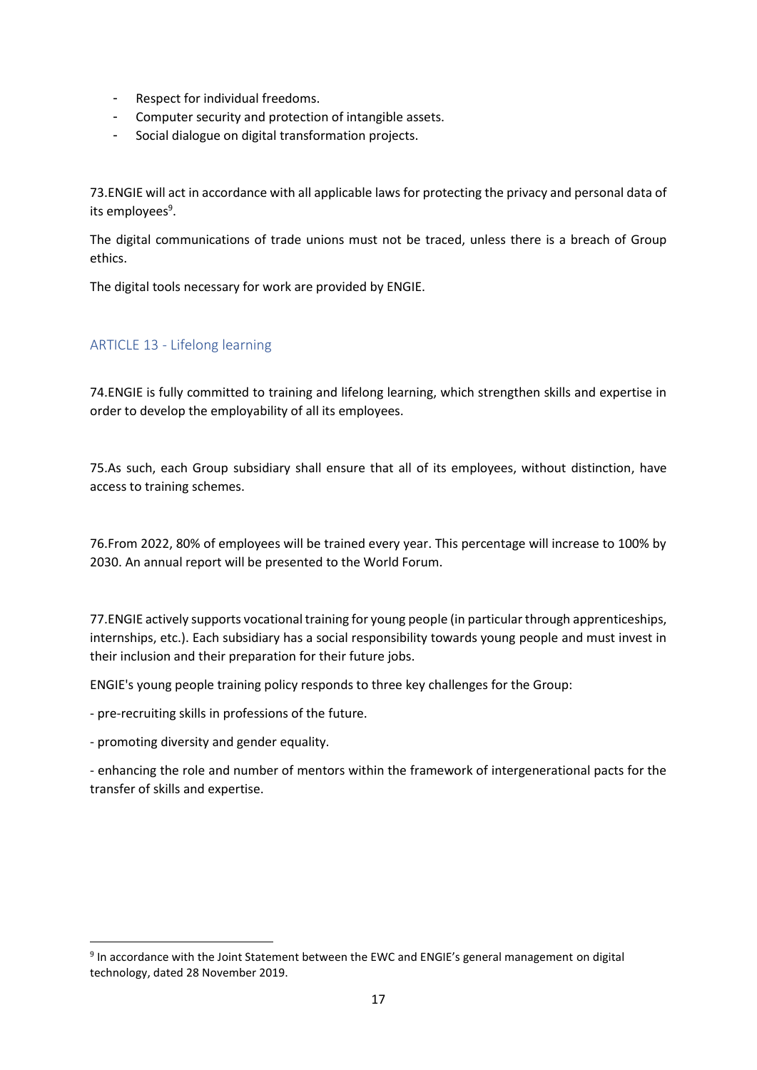- Respect for individual freedoms.
- Computer security and protection of intangible assets.
- Social dialogue on digital transformation projects.

73.ENGIE will act in accordance with all applicable laws for protecting the privacy and personal data of its employees[9].

The digital communications of trade unions must not be traced, unless there is a breach of Group ethics.

The digital tools necessary for work are provided by ENGIE.

## ARTICLE 13 - Lifelong learning

74.ENGIE is fully committed to training and lifelong learning, which strengthen skills and expertise in order to develop the employability of all its employees.

75.As such, each Group subsidiary shall ensure that all of its employees, without distinction, have access to training schemes.

76.From 2022, 80% of employees will be trained every year. This percentage will increase to 100% by 2030. An annual report will be presented to the World Forum.

77.ENGIE actively supports vocational training for young people (in particular through apprenticeships, internships, etc.). Each subsidiary has a social responsibility towards young people and must invest in their inclusion and their preparation for their future jobs.

ENGIE's young people training policy responds to three key challenges for the Group:

- pre-recruiting skills in professions of the future.
- promoting diversity and gender equality.
- enhancing the role and number of mentors within the framework of intergenerational pacts for the transfer of skills and expertise.

[9] In accordance with the Joint Statement between the EWC and ENGIE's general management on digital technology, dated 28 November 2019.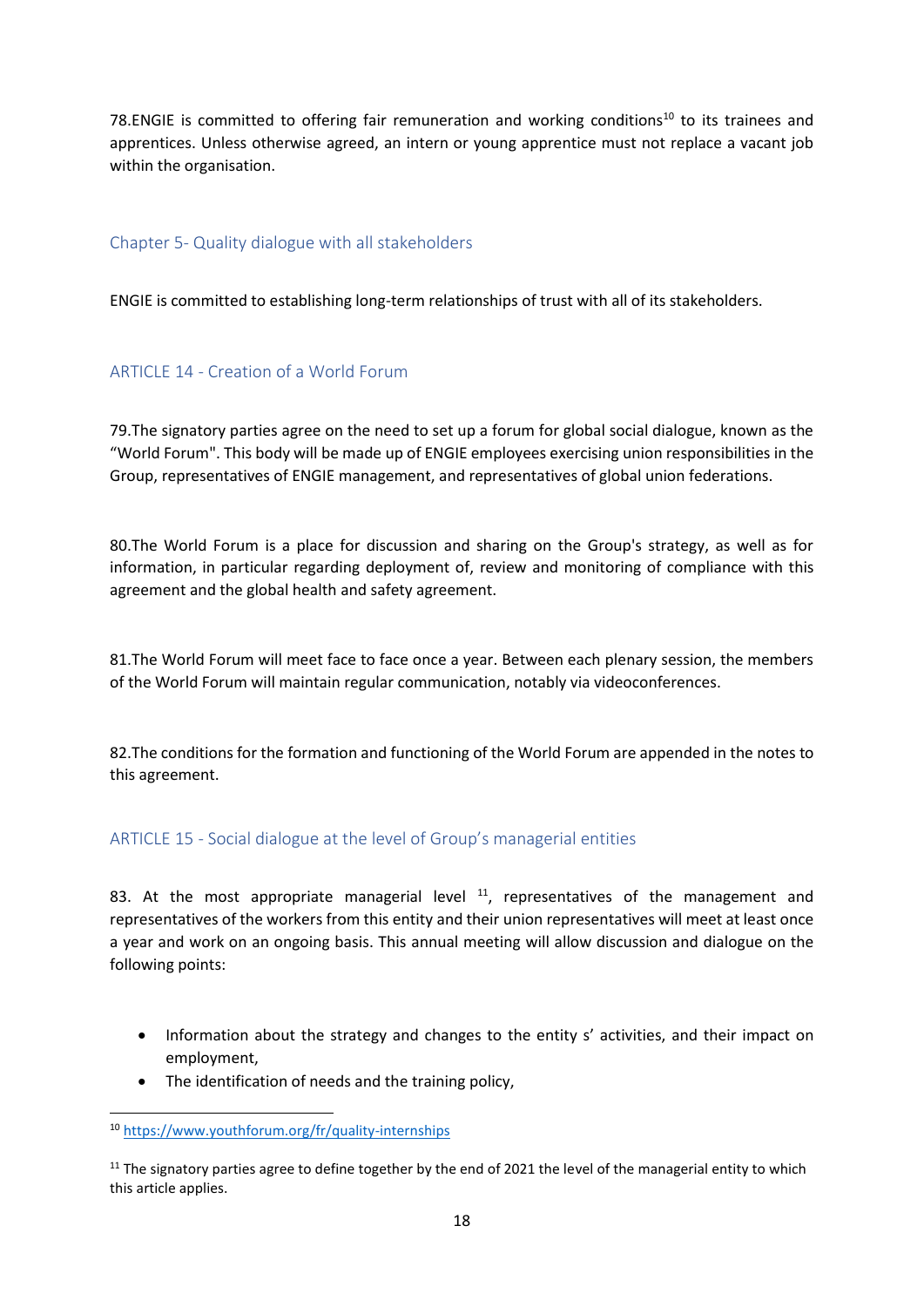78.ENGIE is committed to offering fair remuneration and working conditions[10] to its trainees and apprentices. Unless otherwise agreed, an intern or young apprentice must not replace a vacant job within the organisation.

## Chapter 5- Quality dialogue with all stakeholders

ENGIE is committed to establishing long-term relationships of trust with all of its stakeholders.

### ARTICLE 14 - Creation of a World Forum

79.The signatory parties agree on the need to set up a forum for global social dialogue, known as the "World Forum". This body will be made up of ENGIE employees exercising union responsibilities in the Group, representatives of ENGIE management, and representatives of global union federations.

80.The World Forum is a place for discussion and sharing on the Group's strategy, as well as for information, in particular regarding deployment of, review and monitoring of compliance with this agreement and the global health and safety agreement.

81.The World Forum will meet face to face once a year. Between each plenary session, the members of the World Forum will maintain regular communication, notably via videoconferences.

82.The conditions for the formation and functioning of the World Forum are appended in the notes to this agreement.

### ARTICLE 15 - Social dialogue at the level of Group's managerial entities

83. At the most appropriate managerial level [11], representatives of the management and representatives of the workers from this entity and their union representatives will meet at least once a year and work on an ongoing basis. This annual meeting will allow discussion and dialogue on the following points:

- Information about the strategy and changes to the entity s' activities, and their impact on employment,
- The identification of needs and the training policy,

[10] https://www.youthforum.org/fr/quality-internships

[11] The signatory parties agree to define together by the end of 2021 the level of the managerial entity to which this article applies.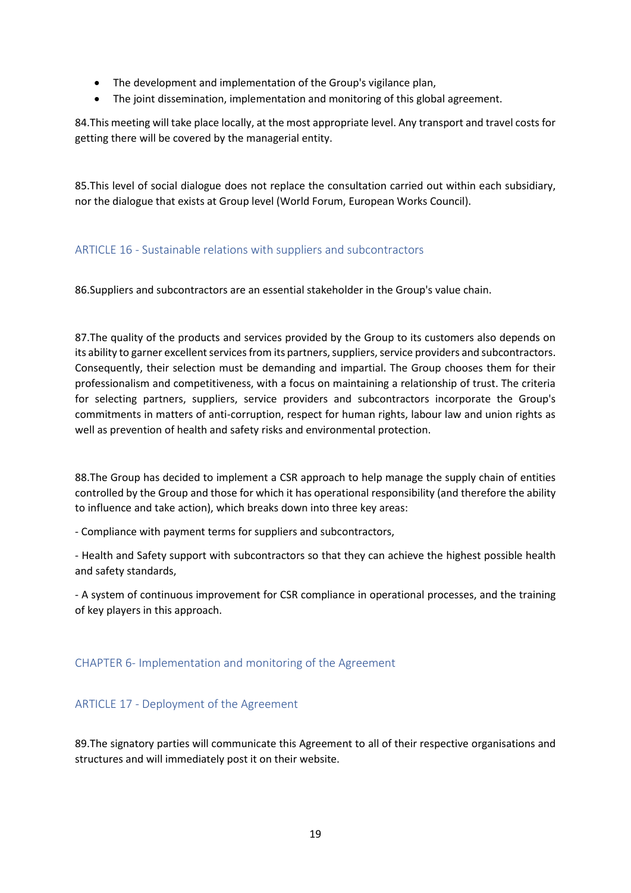- The development and implementation of the Group's vigilance plan,
- The joint dissemination, implementation and monitoring of this global agreement.

84.This meeting will take place locally, at the most appropriate level. Any transport and travel costs for getting there will be covered by the managerial entity.

85.This level of social dialogue does not replace the consultation carried out within each subsidiary, nor the dialogue that exists at Group level (World Forum, European Works Council).

### ARTICLE 16 - Sustainable relations with suppliers and subcontractors

86.Suppliers and subcontractors are an essential stakeholder in the Group's value chain.

87.The quality of the products and services provided by the Group to its customers also depends on its ability to garner excellent services from its partners, suppliers, service providers and subcontractors. Consequently, their selection must be demanding and impartial. The Group chooses them for their professionalism and competitiveness, with a focus on maintaining a relationship of trust. The criteria for selecting partners, suppliers, service providers and subcontractors incorporate the Group's commitments in matters of anti-corruption, respect for human rights, labour law and union rights as well as prevention of health and safety risks and environmental protection.

88.The Group has decided to implement a CSR approach to help manage the supply chain of entities controlled by the Group and those for which it has operational responsibility (and therefore the ability to influence and take action), which breaks down into three key areas:

- Compliance with payment terms for suppliers and subcontractors,

- Health and Safety support with subcontractors so that they can achieve the highest possible health and safety standards,

- A system of continuous improvement for CSR compliance in operational processes, and the training of key players in this approach.

## CHAPTER 6- Implementation and monitoring of the Agreement

### ARTICLE 17 - Deployment of the Agreement

89.The signatory parties will communicate this Agreement to all of their respective organisations and structures and will immediately post it on their website.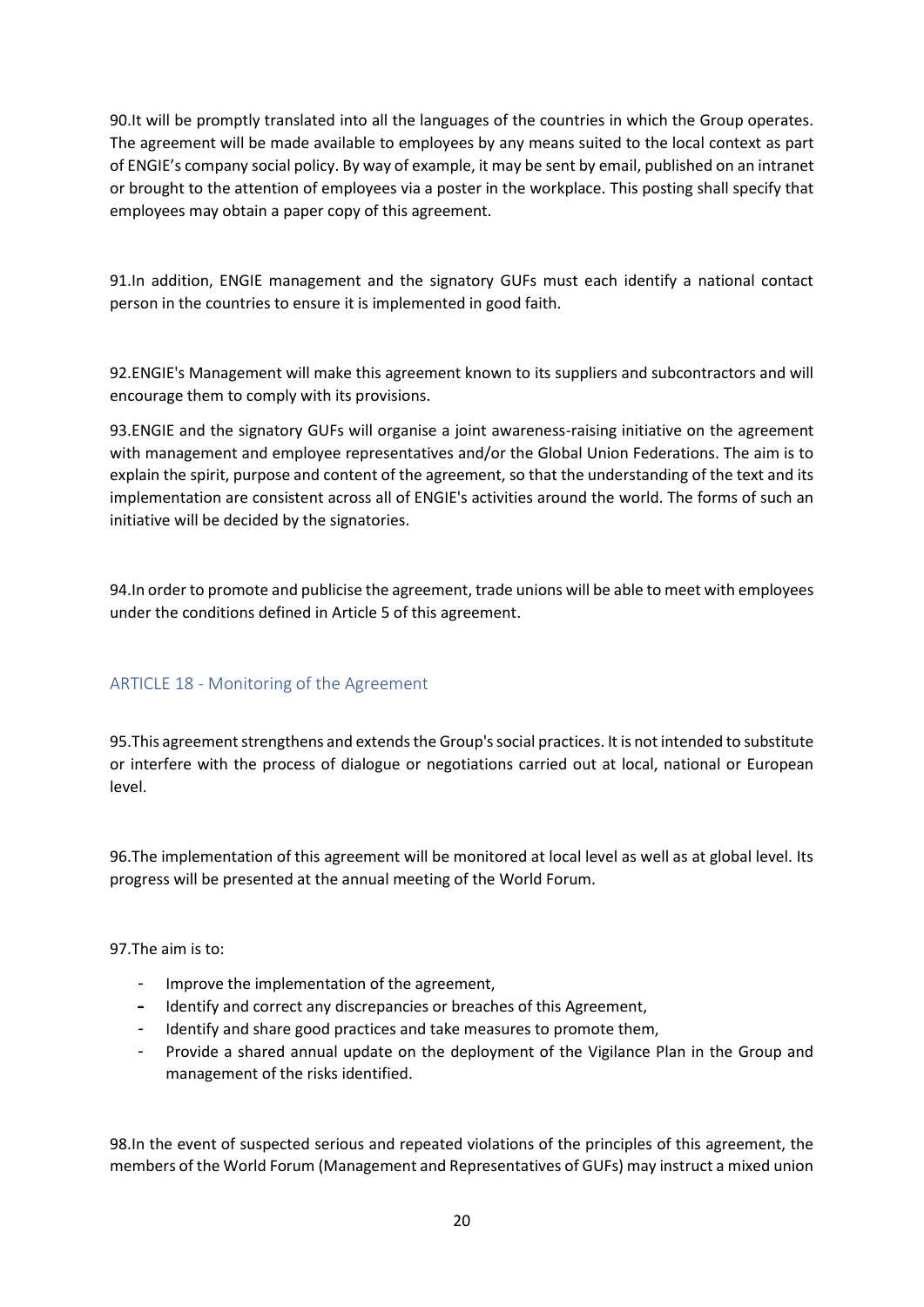90.It will be promptly translated into all the languages of the countries in which the Group operates. The agreement will be made available to employees by any means suited to the local context as part of ENGIE's company social policy. By way of example, it may be sent by email, published on an intranet or brought to the attention of employees via a poster in the workplace. This posting shall specify that employees may obtain a paper copy of this agreement.

91.In addition, ENGIE management and the signatory GUFs must each identify a national contact person in the countries to ensure it is implemented in good faith.

92.ENGIE's Management will make this agreement known to its suppliers and subcontractors and will encourage them to comply with its provisions.

93.ENGIE and the signatory GUFs will organise a joint awareness-raising initiative on the agreement with management and employee representatives and/or the Global Union Federations. The aim is to explain the spirit, purpose and content of the agreement, so that the understanding of the text and its implementation are consistent across all of ENGIE's activities around the world. The forms of such an initiative will be decided by the signatories.

94.In order to promote and publicise the agreement, trade unions will be able to meet with employees under the conditions defined in Article 5 of this agreement.

## ARTICLE 18 - Monitoring of the Agreement

95.This agreement strengthens and extends the Group's social practices. It is not intended to substitute or interfere with the process of dialogue or negotiations carried out at local, national or European level.

96.The implementation of this agreement will be monitored at local level as well as at global level. Its progress will be presented at the annual meeting of the World Forum.

97.The aim is to:

- Improve the implementation of the agreement,
- Identify and correct any discrepancies or breaches of this Agreement,
- Identify and share good practices and take measures to promote them,
- Provide a shared annual update on the deployment of the Vigilance Plan in the Group and management of the risks identified.

98.In the event of suspected serious and repeated violations of the principles of this agreement, the members of the World Forum (Management and Representatives of GUFs) may instruct a mixed union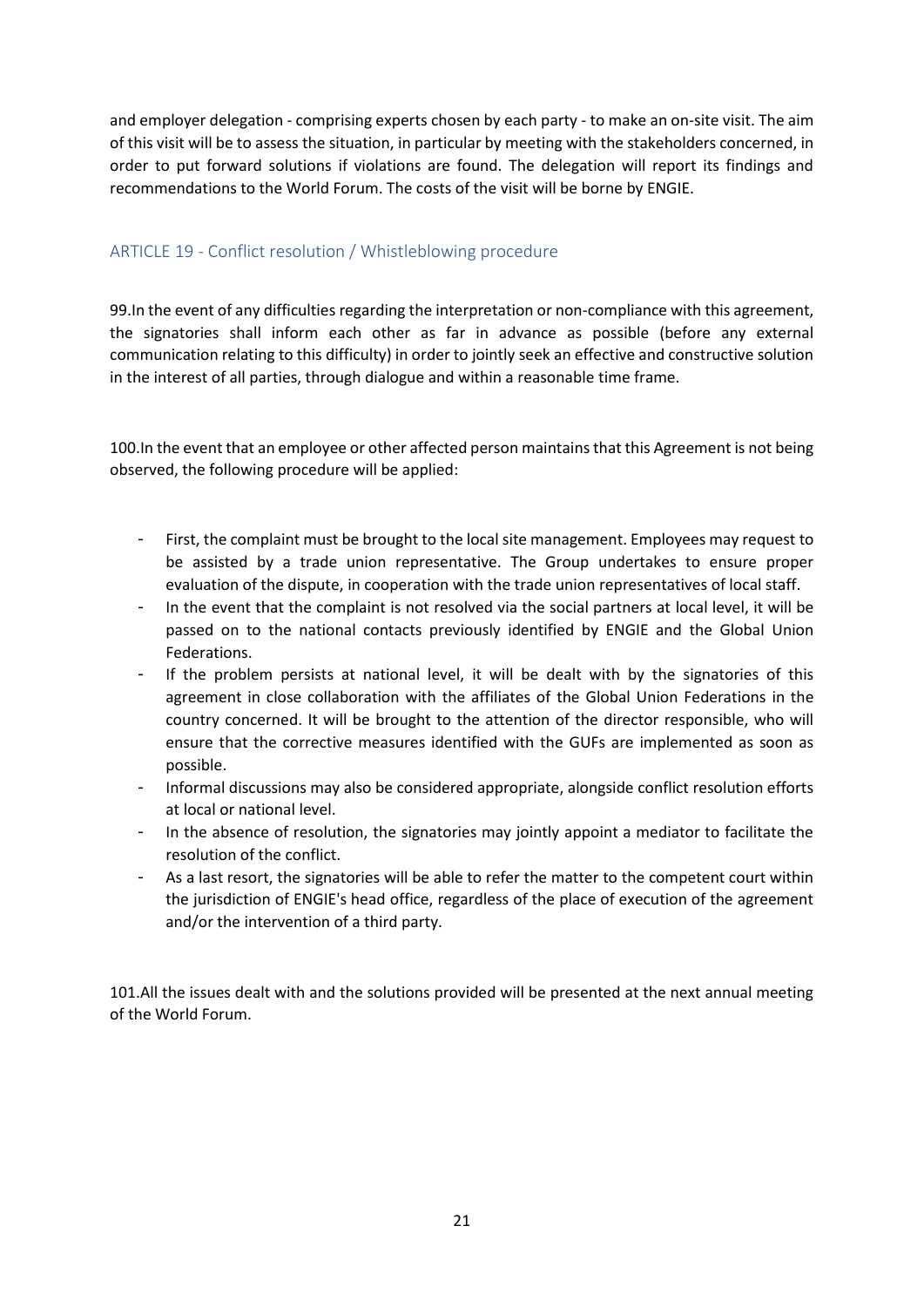and employer delegation - comprising experts chosen by each party - to make an on-site visit. The aim of this visit will be to assess the situation, in particular by meeting with the stakeholders concerned, in order to put forward solutions if violations are found. The delegation will report its findings and recommendations to the World Forum. The costs of the visit will be borne by ENGIE.

## ARTICLE 19 - Conflict resolution / Whistleblowing procedure

99.In the event of any difficulties regarding the interpretation or non-compliance with this agreement, the signatories shall inform each other as far in advance as possible (before any external communication relating to this difficulty) in order to jointly seek an effective and constructive solution in the interest of all parties, through dialogue and within a reasonable time frame.

100.In the event that an employee or other affected person maintains that this Agreement is not being observed, the following procedure will be applied:

- First, the complaint must be brought to the local site management. Employees may request to be assisted by a trade union representative. The Group undertakes to ensure proper evaluation of the dispute, in cooperation with the trade union representatives of local staff.
- In the event that the complaint is not resolved via the social partners at local level, it will be passed on to the national contacts previously identified by ENGIE and the Global Union Federations.
- If the problem persists at national level, it will be dealt with by the signatories of this agreement in close collaboration with the affiliates of the Global Union Federations in the country concerned. It will be brought to the attention of the director responsible, who will ensure that the corrective measures identified with the GUFs are implemented as soon as possible.
- Informal discussions may also be considered appropriate, alongside conflict resolution efforts at local or national level.
- In the absence of resolution, the signatories may jointly appoint a mediator to facilitate the resolution of the conflict.
- As a last resort, the signatories will be able to refer the matter to the competent court within the jurisdiction of ENGIE's head office, regardless of the place of execution of the agreement and/or the intervention of a third party.

101.All the issues dealt with and the solutions provided will be presented at the next annual meeting of the World Forum.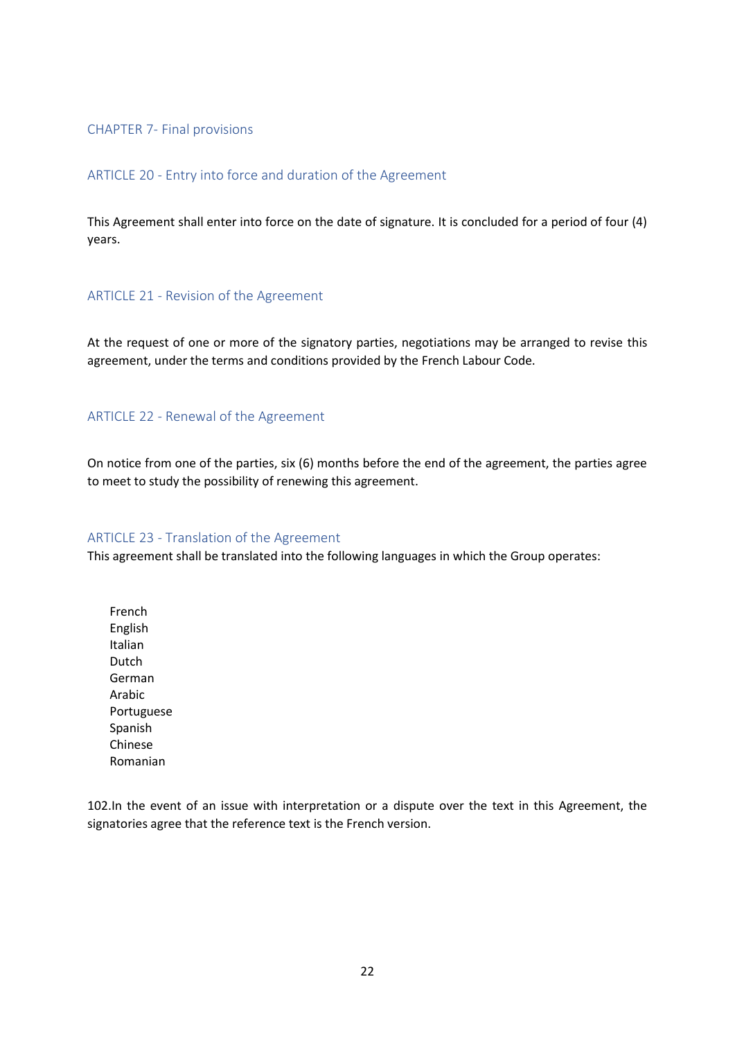## CHAPTER 7- Final provisions

### ARTICLE 20 - Entry into force and duration of the Agreement

This Agreement shall enter into force on the date of signature. It is concluded for a period of four (4) years.

### ARTICLE 21 - Revision of the Agreement

At the request of one or more of the signatory parties, negotiations may be arranged to revise this agreement, under the terms and conditions provided by the French Labour Code.

### ARTICLE 22 - Renewal of the Agreement

On notice from one of the parties, six (6) months before the end of the agreement, the parties agree to meet to study the possibility of renewing this agreement.

### ARTICLE 23 - Translation of the Agreement

This agreement shall be translated into the following languages in which the Group operates:

French
English
Italian
Dutch
German
Arabic
Portuguese
Spanish
Chinese
Romanian

102.In the event of an issue with interpretation or a dispute over the text in this Agreement, the signatories agree that the reference text is the French version.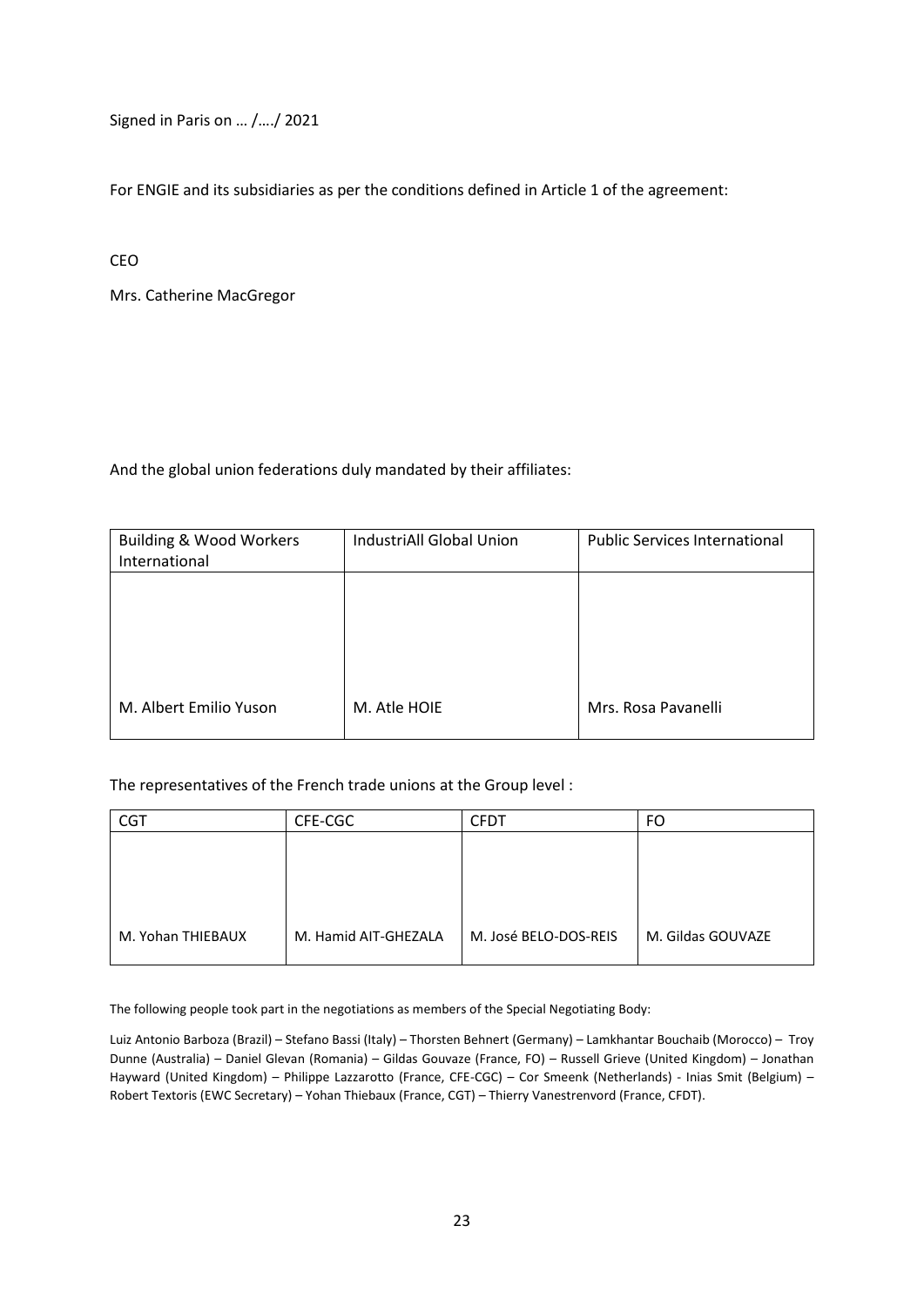Signed in Paris on … /…./ 2021

For ENGIE and its subsidiaries as per the conditions defined in Article 1 of the agreement:

CEO

Mrs. Catherine MacGregor

And the global union federations duly mandated by their affiliates:

| Building & Wood Workers International | IndustriAll Global Union | Public Services International |
|---|---|---|
| M. Albert Emilio Yuson | M. Atle HOIE | Mrs. Rosa Pavanelli |

The representatives of the French trade unions at the Group level :

| CGT | CFE-CGC | CFDT | FO |
|---|---|---|---|
| M. Yohan THIEBAUX | M. Hamid AIT-GHEZALA | M. José BELO-DOS-REIS | M. Gildas GOUVAZE |

The following people took part in the negotiations as members of the Special Negotiating Body:

Luiz Antonio Barboza (Brazil) – Stefano Bassi (Italy) – Thorsten Behnert (Germany) – Lamkhantar Bouchaib (Morocco) – Troy Dunne (Australia) – Daniel Glevan (Romania) – Gildas Gouvaze (France, FO) – Russell Grieve (United Kingdom) – Jonathan Hayward (United Kingdom) – Philippe Lazzarotto (France, CFE-CGC) – Cor Smeenk (Netherlands) - Inias Smit (Belgium) – Robert Textoris (EWC Secretary) – Yohan Thiebaux (France, CGT) – Thierry Vanestrenvord (France, CFDT).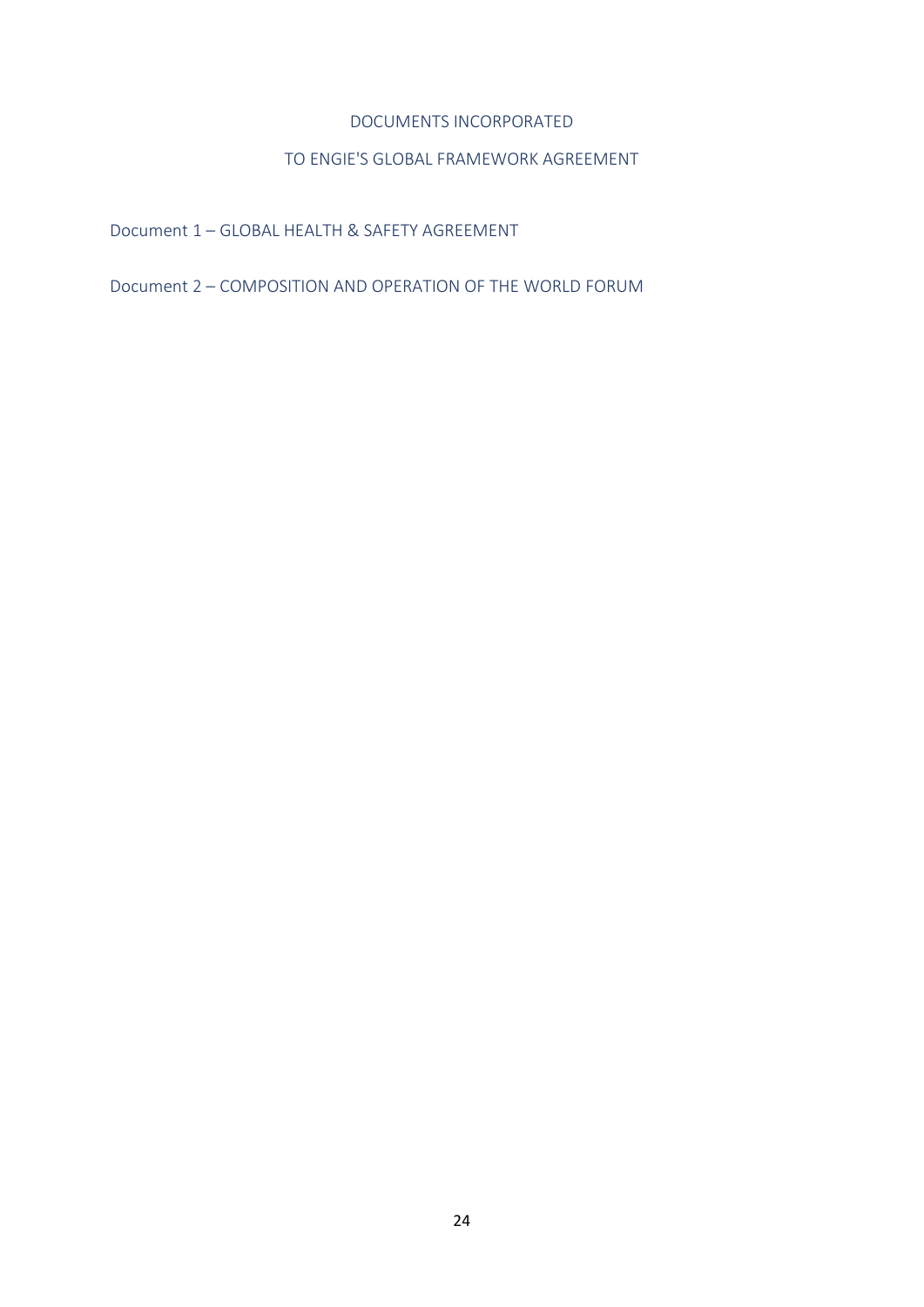# DOCUMENTS INCORPORATED

# TO ENGIE'S GLOBAL FRAMEWORK AGREEMENT

Document 1 – GLOBAL HEALTH & SAFETY AGREEMENT

Document 2 – COMPOSITION AND OPERATION OF THE WORLD FORUM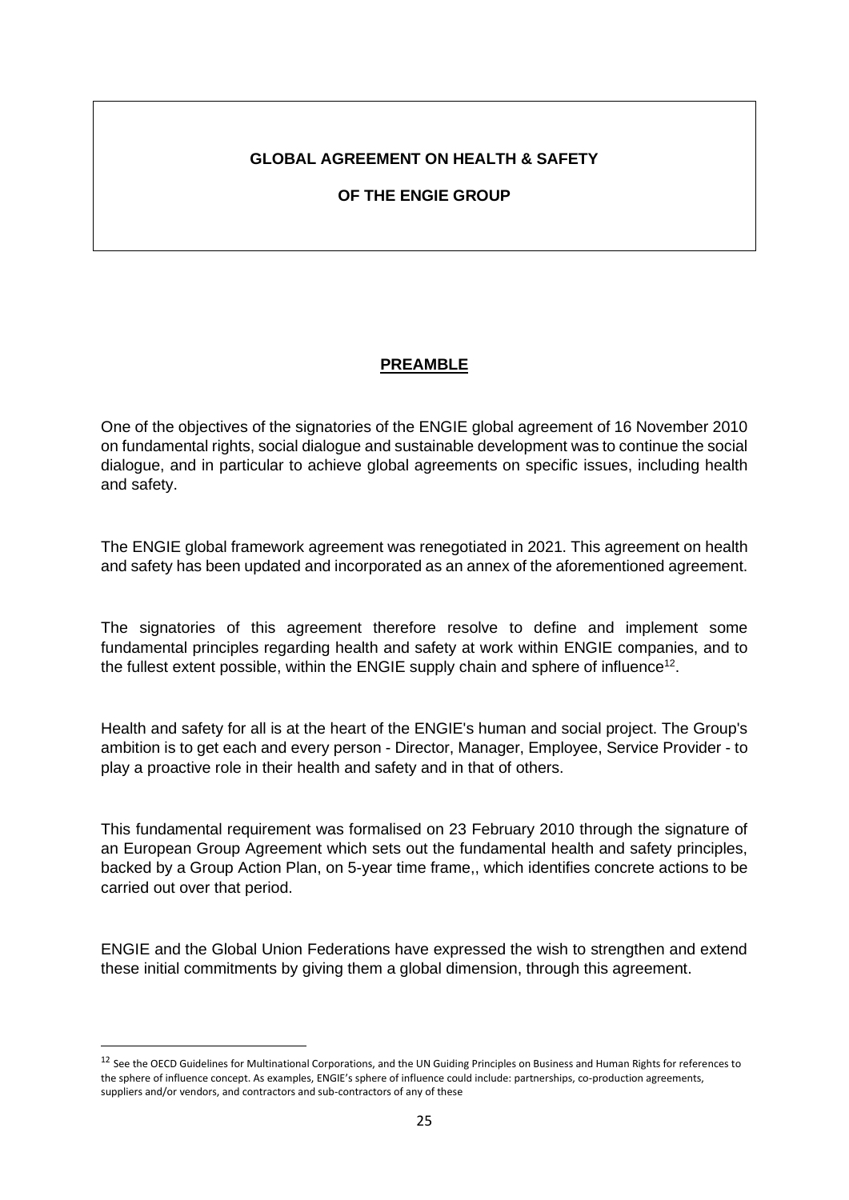# GLOBAL AGREEMENT ON HEALTH & SAFETY

# OF THE ENGIE GROUP

## PREAMBLE

One of the objectives of the signatories of the ENGIE global agreement of 16 November 2010 on fundamental rights, social dialogue and sustainable development was to continue the social dialogue, and in particular to achieve global agreements on specific issues, including health and safety.

The ENGIE global framework agreement was renegotiated in 2021. This agreement on health and safety has been updated and incorporated as an annex of the aforementioned agreement.

The signatories of this agreement therefore resolve to define and implement some fundamental principles regarding health and safety at work within ENGIE companies, and to the fullest extent possible, within the ENGIE supply chain and sphere of influence[12].

Health and safety for all is at the heart of the ENGIE's human and social project. The Group's ambition is to get each and every person - Director, Manager, Employee, Service Provider - to play a proactive role in their health and safety and in that of others.

This fundamental requirement was formalised on 23 February 2010 through the signature of an European Group Agreement which sets out the fundamental health and safety principles, backed by a Group Action Plan, on 5-year time frame,, which identifies concrete actions to be carried out over that period.

ENGIE and the Global Union Federations have expressed the wish to strengthen and extend these initial commitments by giving them a global dimension, through this agreement.

---

[12] See the OECD Guidelines for Multinational Corporations, and the UN Guiding Principles on Business and Human Rights for references to the sphere of influence concept. As examples, ENGIE's sphere of influence could include: partnerships, co-production agreements, suppliers and/or vendors, and contractors and sub-contractors of any of these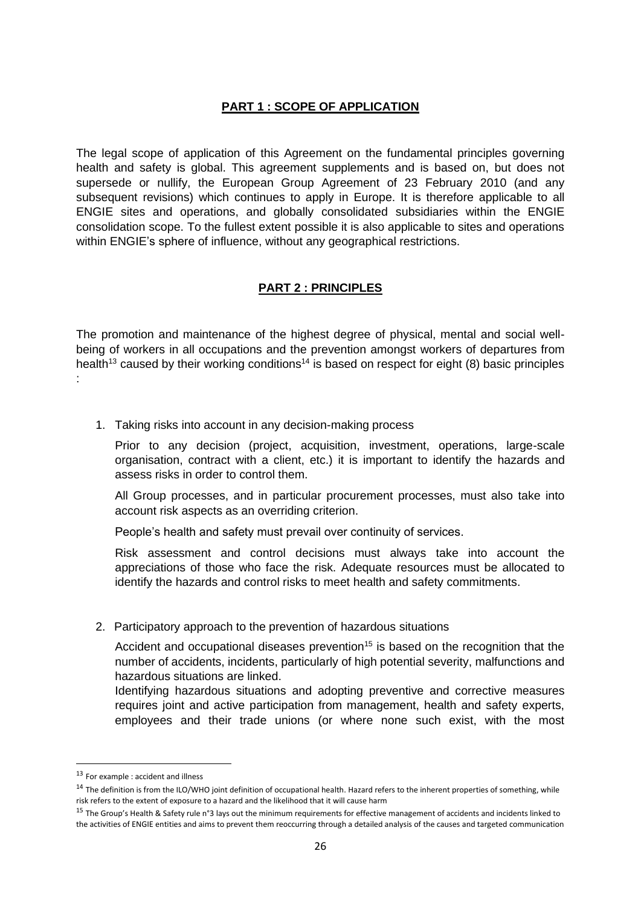## PART 1 : SCOPE OF APPLICATION

The legal scope of application of this Agreement on the fundamental principles governing health and safety is global. This agreement supplements and is based on, but does not supersede or nullify, the European Group Agreement of 23 February 2010 (and any subsequent revisions) which continues to apply in Europe. It is therefore applicable to all ENGIE sites and operations, and globally consolidated subsidiaries within the ENGIE consolidation scope. To the fullest extent possible it is also applicable to sites and operations within ENGIE's sphere of influence, without any geographical restrictions.

## PART 2 : PRINCIPLES

The promotion and maintenance of the highest degree of physical, mental and social well-being of workers in all occupations and the prevention amongst workers of departures from health[13] caused by their working conditions[14] is based on respect for eight (8) basic principles :

1. Taking risks into account in any decision-making process

   Prior to any decision (project, acquisition, investment, operations, large-scale organisation, contract with a client, etc.) it is important to identify the hazards and assess risks in order to control them.

   All Group processes, and in particular procurement processes, must also take into account risk aspects as an overriding criterion.

   People's health and safety must prevail over continuity of services.

   Risk assessment and control decisions must always take into account the appreciations of those who face the risk. Adequate resources must be allocated to identify the hazards and control risks to meet health and safety commitments.

2. Participatory approach to the prevention of hazardous situations

   Accident and occupational diseases prevention[15] is based on the recognition that the number of accidents, incidents, particularly of high potential severity, malfunctions and hazardous situations are linked.
   Identifying hazardous situations and adopting preventive and corrective measures requires joint and active participation from management, health and safety experts, employees and their trade unions (or where none such exist, with the most

---

[13] For example : accident and illness

[14] The definition is from the ILO/WHO joint definition of occupational health. Hazard refers to the inherent properties of something, while risk refers to the extent of exposure to a hazard and the likelihood that it will cause harm

[15] The Group's Health & Safety rule n°3 lays out the minimum requirements for effective management of accidents and incidents linked to the activities of ENGIE entities and aims to prevent them reoccurring through a detailed analysis of the causes and targeted communication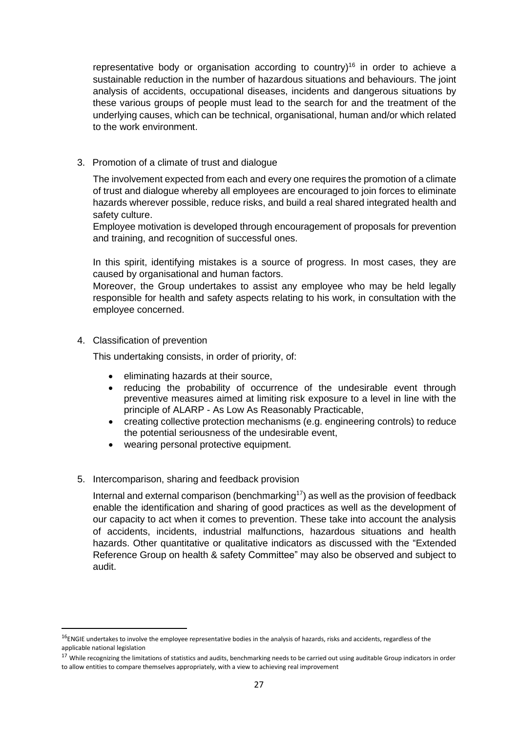representative body or organisation according to country)[16] in order to achieve a sustainable reduction in the number of hazardous situations and behaviours. The joint analysis of accidents, occupational diseases, incidents and dangerous situations by these various groups of people must lead to the search for and the treatment of the underlying causes, which can be technical, organisational, human and/or which related to the work environment.

3. Promotion of a climate of trust and dialogue

   The involvement expected from each and every one requires the promotion of a climate of trust and dialogue whereby all employees are encouraged to join forces to eliminate hazards wherever possible, reduce risks, and build a real shared integrated health and safety culture.
   Employee motivation is developed through encouragement of proposals for prevention and training, and recognition of successful ones.

   In this spirit, identifying mistakes is a source of progress. In most cases, they are caused by organisational and human factors.
   Moreover, the Group undertakes to assist any employee who may be held legally responsible for health and safety aspects relating to his work, in consultation with the employee concerned.

4. Classification of prevention

   This undertaking consists, in order of priority, of:

   - eliminating hazards at their source,
   - reducing the probability of occurrence of the undesirable event through preventive measures aimed at limiting risk exposure to a level in line with the principle of ALARP - As Low As Reasonably Practicable,
   - creating collective protection mechanisms (e.g. engineering controls) to reduce the potential seriousness of the undesirable event,
   - wearing personal protective equipment.

5. Intercomparison, sharing and feedback provision

   Internal and external comparison (benchmarking[17]) as well as the provision of feedback enable the identification and sharing of good practices as well as the development of our capacity to act when it comes to prevention. These take into account the analysis of accidents, incidents, industrial malfunctions, hazardous situations and health hazards. Other quantitative or qualitative indicators as discussed with the "Extended Reference Group on health & safety Committee" may also be observed and subject to audit.

---

[16] ENGIE undertakes to involve the employee representative bodies in the analysis of hazards, risks and accidents, regardless of the applicable national legislation

[17] While recognizing the limitations of statistics and audits, benchmarking needs to be carried out using auditable Group indicators in order to allow entities to compare themselves appropriately, with a view to achieving real improvement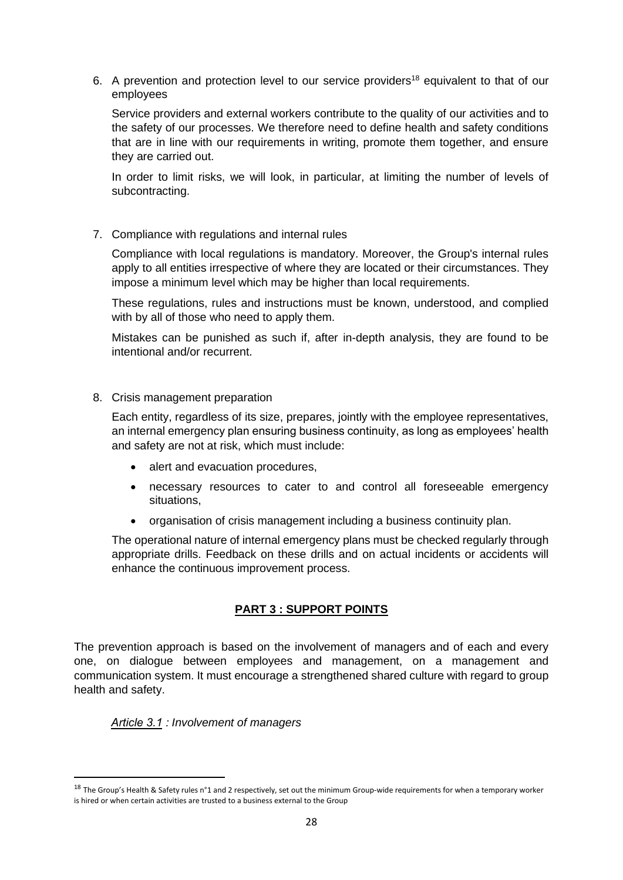6. A prevention and protection level to our service providers[18] equivalent to that of our employees

   Service providers and external workers contribute to the quality of our activities and to the safety of our processes. We therefore need to define health and safety conditions that are in line with our requirements in writing, promote them together, and ensure they are carried out.

   In order to limit risks, we will look, in particular, at limiting the number of levels of subcontracting.

7. Compliance with regulations and internal rules

   Compliance with local regulations is mandatory. Moreover, the Group's internal rules apply to all entities irrespective of where they are located or their circumstances. They impose a minimum level which may be higher than local requirements.

   These regulations, rules and instructions must be known, understood, and complied with by all of those who need to apply them.

   Mistakes can be punished as such if, after in-depth analysis, they are found to be intentional and/or recurrent.

8. Crisis management preparation

   Each entity, regardless of its size, prepares, jointly with the employee representatives, an internal emergency plan ensuring business continuity, as long as employees' health and safety are not at risk, which must include:

   - alert and evacuation procedures,
   - necessary resources to cater to and control all foreseeable emergency situations,
   - organisation of crisis management including a business continuity plan.

   The operational nature of internal emergency plans must be checked regularly through appropriate drills. Feedback on these drills and on actual incidents or accidents will enhance the continuous improvement process.

## PART 3 : SUPPORT POINTS

The prevention approach is based on the involvement of managers and of each and every one, on dialogue between employees and management, on a management and communication system. It must encourage a strengthened shared culture with regard to group health and safety.

### *Article 3.1 : Involvement of managers*

[18] The Group's Health & Safety rules n°1 and 2 respectively, set out the minimum Group-wide requirements for when a temporary worker is hired or when certain activities are trusted to a business external to the Group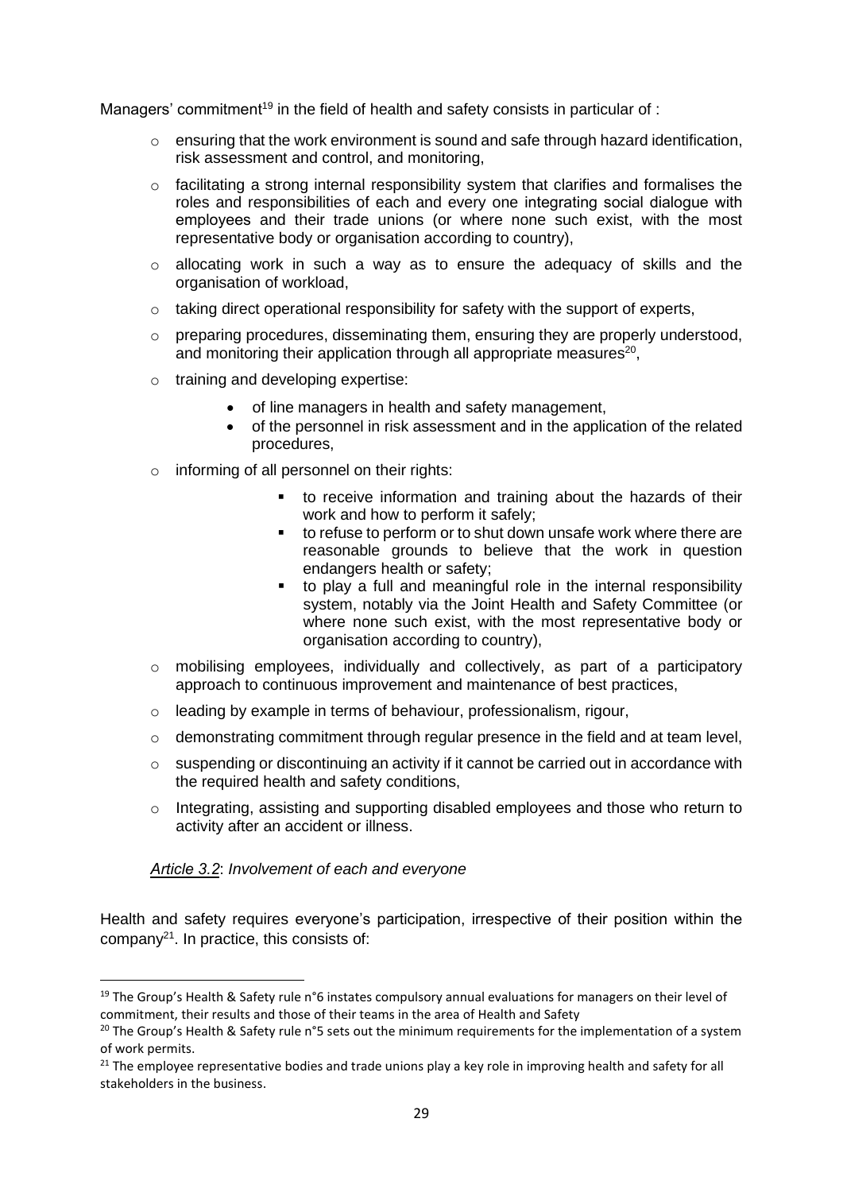Managers' commitment[19] in the field of health and safety consists in particular of :

- ensuring that the work environment is sound and safe through hazard identification, risk assessment and control, and monitoring,
- facilitating a strong internal responsibility system that clarifies and formalises the roles and responsibilities of each and every one integrating social dialogue with employees and their trade unions (or where none such exist, with the most representative body or organisation according to country),
- allocating work in such a way as to ensure the adequacy of skills and the organisation of workload,
- taking direct operational responsibility for safety with the support of experts,
- preparing procedures, disseminating them, ensuring they are properly understood, and monitoring their application through all appropriate measures[20],
- training and developing expertise:
  - of line managers in health and safety management,
  - of the personnel in risk assessment and in the application of the related procedures,
- informing of all personnel on their rights:
  - to receive information and training about the hazards of their work and how to perform it safely;
  - to refuse to perform or to shut down unsafe work where there are reasonable grounds to believe that the work in question endangers health or safety;
  - to play a full and meaningful role in the internal responsibility system, notably via the Joint Health and Safety Committee (or where none such exist, with the most representative body or organisation according to country),
- mobilising employees, individually and collectively, as part of a participatory approach to continuous improvement and maintenance of best practices,
- leading by example in terms of behaviour, professionalism, rigour,
- demonstrating commitment through regular presence in the field and at team level,
- suspending or discontinuing an activity if it cannot be carried out in accordance with the required health and safety conditions,
- Integrating, assisting and supporting disabled employees and those who return to activity after an accident or illness.

*Article 3.2*: *Involvement of each and everyone*

Health and safety requires everyone's participation, irrespective of their position within the company[21]. In practice, this consists of:

---

[19] The Group's Health & Safety rule n°6 instates compulsory annual evaluations for managers on their level of commitment, their results and those of their teams in the area of Health and Safety

[20] The Group's Health & Safety rule n°5 sets out the minimum requirements for the implementation of a system of work permits.

[21] The employee representative bodies and trade unions play a key role in improving health and safety for all stakeholders in the business.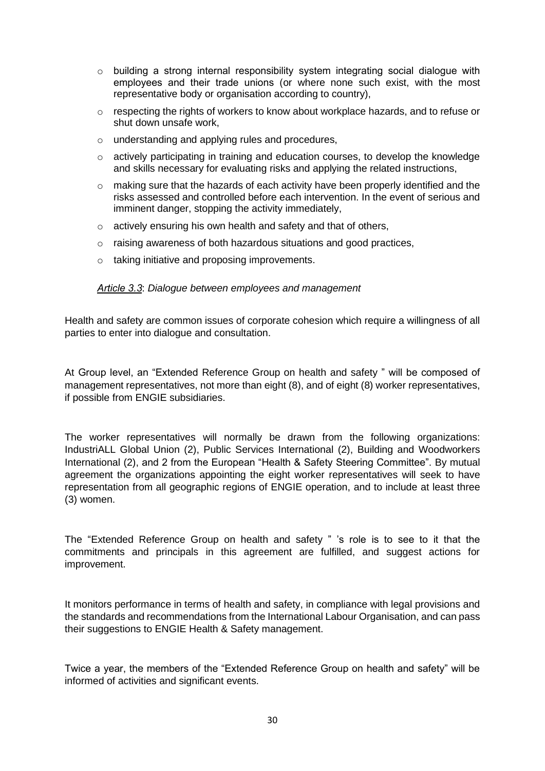- building a strong internal responsibility system integrating social dialogue with employees and their trade unions (or where none such exist, with the most representative body or organisation according to country),
- respecting the rights of workers to know about workplace hazards, and to refuse or shut down unsafe work,
- understanding and applying rules and procedures,
- actively participating in training and education courses, to develop the knowledge and skills necessary for evaluating risks and applying the related instructions,
- making sure that the hazards of each activity have been properly identified and the risks assessed and controlled before each intervention. In the event of serious and imminent danger, stopping the activity immediately,
- actively ensuring his own health and safety and that of others,
- raising awareness of both hazardous situations and good practices,
- taking initiative and proposing improvements.

*Article 3.3*: *Dialogue between employees and management*

Health and safety are common issues of corporate cohesion which require a willingness of all parties to enter into dialogue and consultation.

At Group level, an "Extended Reference Group on health and safety " will be composed of management representatives, not more than eight (8), and of eight (8) worker representatives, if possible from ENGIE subsidiaries.

The worker representatives will normally be drawn from the following organizations: IndustriALL Global Union (2), Public Services International (2), Building and Woodworkers International (2), and 2 from the European "Health & Safety Steering Committee". By mutual agreement the organizations appointing the eight worker representatives will seek to have representation from all geographic regions of ENGIE operation, and to include at least three (3) women.

The "Extended Reference Group on health and safety " 's role is to see to it that the commitments and principals in this agreement are fulfilled, and suggest actions for improvement.

It monitors performance in terms of health and safety, in compliance with legal provisions and the standards and recommendations from the International Labour Organisation, and can pass their suggestions to ENGIE Health & Safety management.

Twice a year, the members of the "Extended Reference Group on health and safety" will be informed of activities and significant events.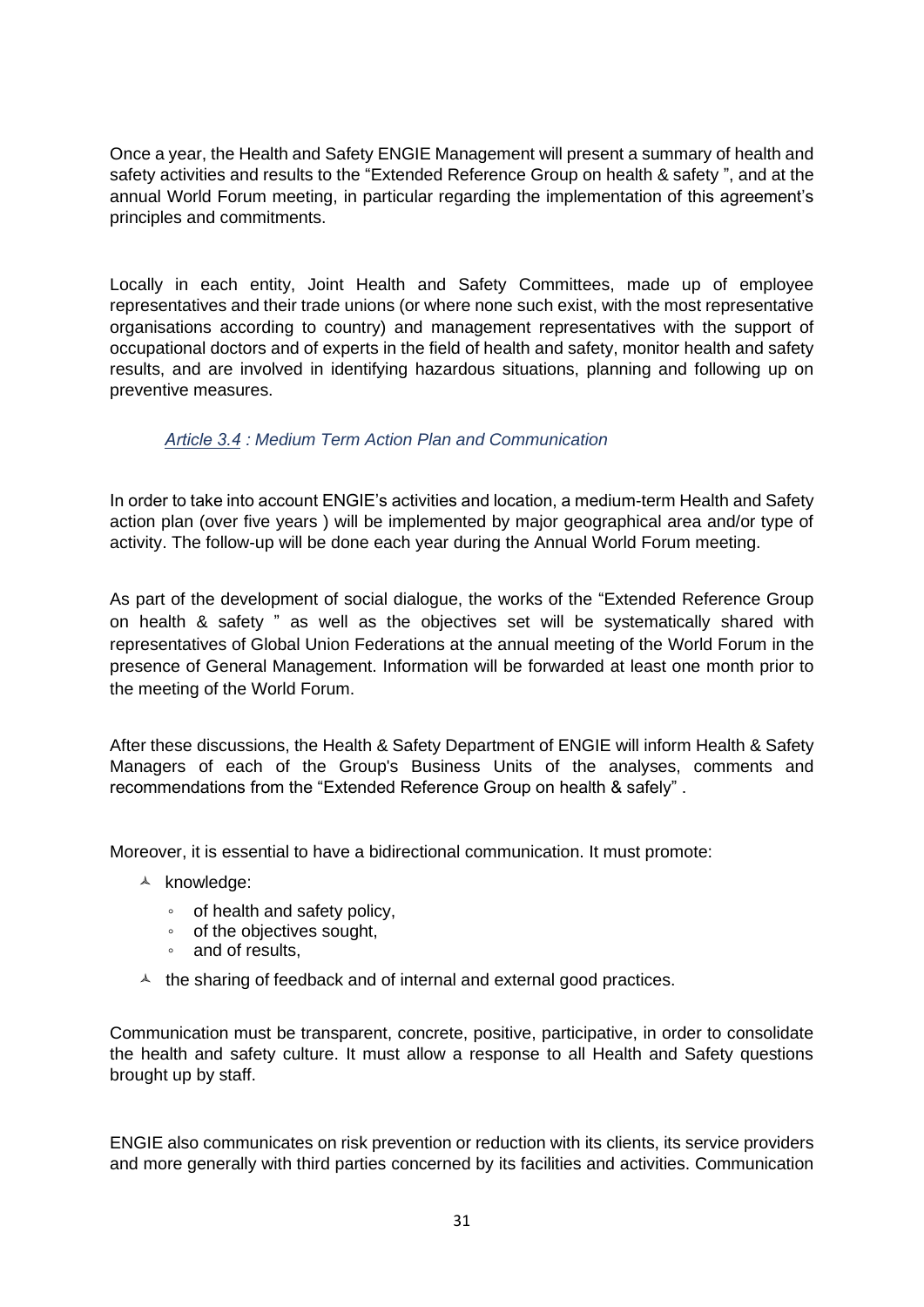Once a year, the Health and Safety ENGIE Management will present a summary of health and safety activities and results to the "Extended Reference Group on health & safety ", and at the annual World Forum meeting, in particular regarding the implementation of this agreement's principles and commitments.

Locally in each entity, Joint Health and Safety Committees, made up of employee representatives and their trade unions (or where none such exist, with the most representative organisations according to country) and management representatives with the support of occupational doctors and of experts in the field of health and safety, monitor health and safety results, and are involved in identifying hazardous situations, planning and following up on preventive measures.

### *Article 3.4 : Medium Term Action Plan and Communication*

In order to take into account ENGIE's activities and location, a medium-term Health and Safety action plan (over five years ) will be implemented by major geographical area and/or type of activity. The follow-up will be done each year during the Annual World Forum meeting.

As part of the development of social dialogue, the works of the "Extended Reference Group on health & safety " as well as the objectives set will be systematically shared with representatives of Global Union Federations at the annual meeting of the World Forum in the presence of General Management. Information will be forwarded at least one month prior to the meeting of the World Forum.

After these discussions, the Health & Safety Department of ENGIE will inform Health & Safety Managers of each of the Group's Business Units of the analyses, comments and recommendations from the "Extended Reference Group on health & safely" .

Moreover, it is essential to have a bidirectional communication. It must promote:

- knowledge:
  - of health and safety policy,
  - of the objectives sought,
  - and of results,
- the sharing of feedback and of internal and external good practices.

Communication must be transparent, concrete, positive, participative, in order to consolidate the health and safety culture. It must allow a response to all Health and Safety questions brought up by staff.

ENGIE also communicates on risk prevention or reduction with its clients, its service providers and more generally with third parties concerned by its facilities and activities. Communication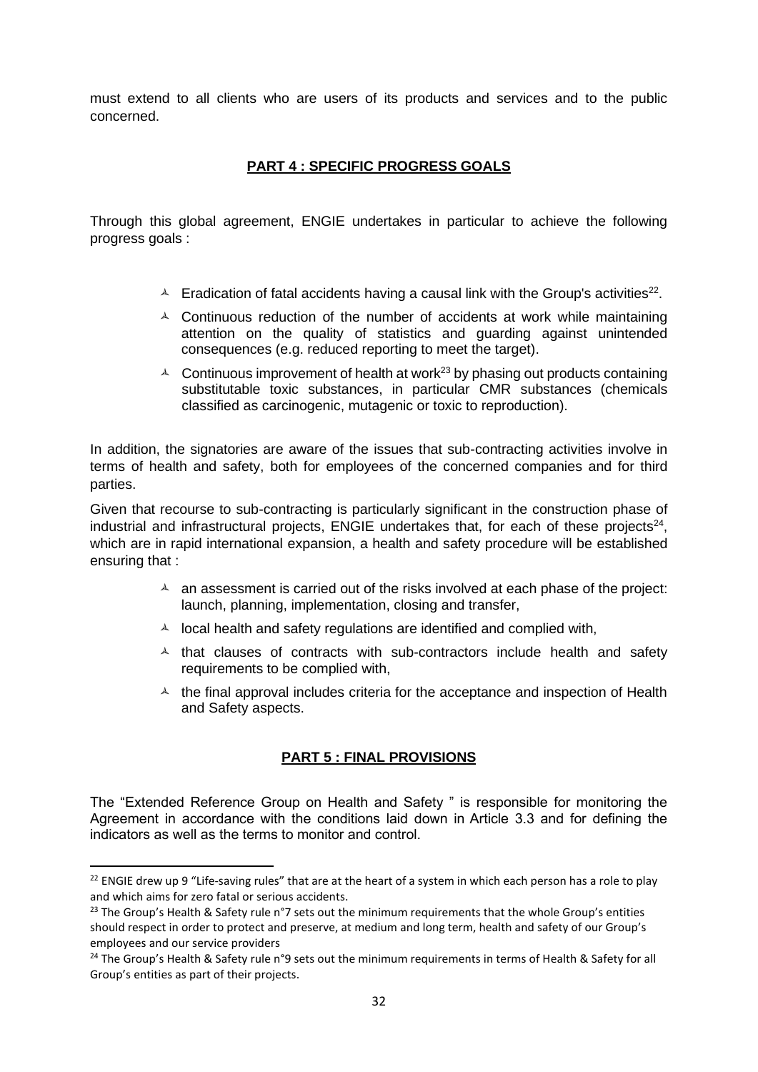must extend to all clients who are users of its products and services and to the public concerned.

## **PART 4 : SPECIFIC PROGRESS GOALS**

Through this global agreement, ENGIE undertakes in particular to achieve the following progress goals :

- Eradication of fatal accidents having a causal link with the Group's activities[22].
- Continuous reduction of the number of accidents at work while maintaining attention on the quality of statistics and guarding against unintended consequences (e.g. reduced reporting to meet the target).
- Continuous improvement of health at work[23] by phasing out products containing substitutable toxic substances, in particular CMR substances (chemicals classified as carcinogenic, mutagenic or toxic to reproduction).

In addition, the signatories are aware of the issues that sub-contracting activities involve in terms of health and safety, both for employees of the concerned companies and for third parties.

Given that recourse to sub-contracting is particularly significant in the construction phase of industrial and infrastructural projects, ENGIE undertakes that, for each of these projects[24], which are in rapid international expansion, a health and safety procedure will be established ensuring that :

- an assessment is carried out of the risks involved at each phase of the project: launch, planning, implementation, closing and transfer,
- local health and safety regulations are identified and complied with,
- that clauses of contracts with sub-contractors include health and safety requirements to be complied with,
- the final approval includes criteria for the acceptance and inspection of Health and Safety aspects.

## **PART 5 : FINAL PROVISIONS**

The "Extended Reference Group on Health and Safety " is responsible for monitoring the Agreement in accordance with the conditions laid down in Article 3.3 and for defining the indicators as well as the terms to monitor and control.

---

[22] ENGIE drew up 9 "Life-saving rules" that are at the heart of a system in which each person has a role to play and which aims for zero fatal or serious accidents.

[23] The Group's Health & Safety rule n°7 sets out the minimum requirements that the whole Group's entities should respect in order to protect and preserve, at medium and long term, health and safety of our Group's employees and our service providers

[24] The Group's Health & Safety rule n°9 sets out the minimum requirements in terms of Health & Safety for all Group's entities as part of their projects.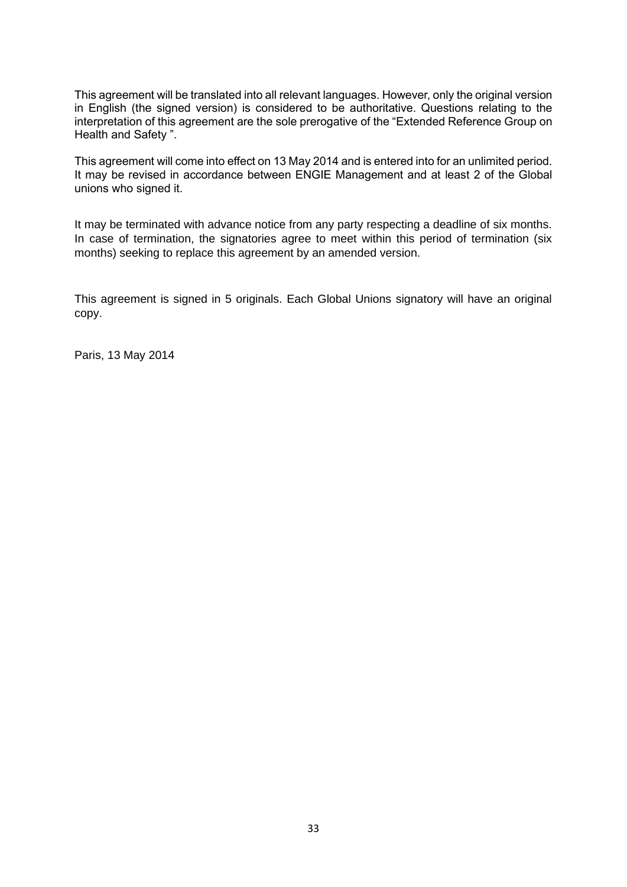This agreement will be translated into all relevant languages. However, only the original version in English (the signed version) is considered to be authoritative. Questions relating to the interpretation of this agreement are the sole prerogative of the "Extended Reference Group on Health and Safety ".

This agreement will come into effect on 13 May 2014 and is entered into for an unlimited period. It may be revised in accordance between ENGIE Management and at least 2 of the Global unions who signed it.

It may be terminated with advance notice from any party respecting a deadline of six months. In case of termination, the signatories agree to meet within this period of termination (six months) seeking to replace this agreement by an amended version.

This agreement is signed in 5 originals. Each Global Unions signatory will have an original copy.

Paris, 13 May 2014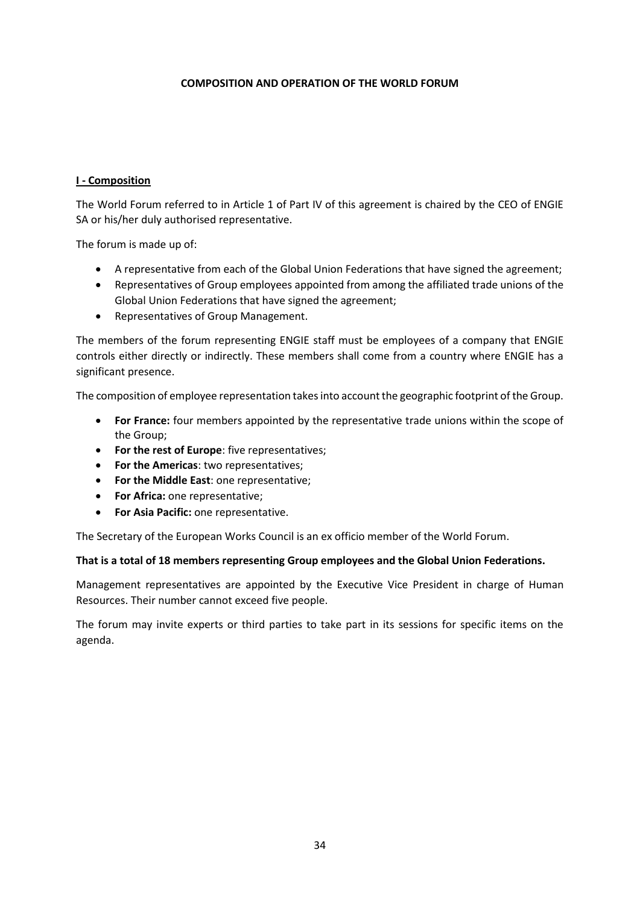## COMPOSITION AND OPERATION OF THE WORLD FORUM

### I - Composition

The World Forum referred to in Article 1 of Part IV of this agreement is chaired by the CEO of ENGIE SA or his/her duly authorised representative.

The forum is made up of:

- A representative from each of the Global Union Federations that have signed the agreement;
- Representatives of Group employees appointed from among the affiliated trade unions of the Global Union Federations that have signed the agreement;
- Representatives of Group Management.

The members of the forum representing ENGIE staff must be employees of a company that ENGIE controls either directly or indirectly. These members shall come from a country where ENGIE has a significant presence.

The composition of employee representation takes into account the geographic footprint of the Group.

- **For France:** four members appointed by the representative trade unions within the scope of the Group;
- **For the rest of Europe**: five representatives;
- **For the Americas**: two representatives;
- **For the Middle East**: one representative;
- **For Africa:** one representative;
- **For Asia Pacific:** one representative.

The Secretary of the European Works Council is an ex officio member of the World Forum.

**That is a total of 18 members representing Group employees and the Global Union Federations.**

Management representatives are appointed by the Executive Vice President in charge of Human Resources. Their number cannot exceed five people.

The forum may invite experts or third parties to take part in its sessions for specific items on the agenda.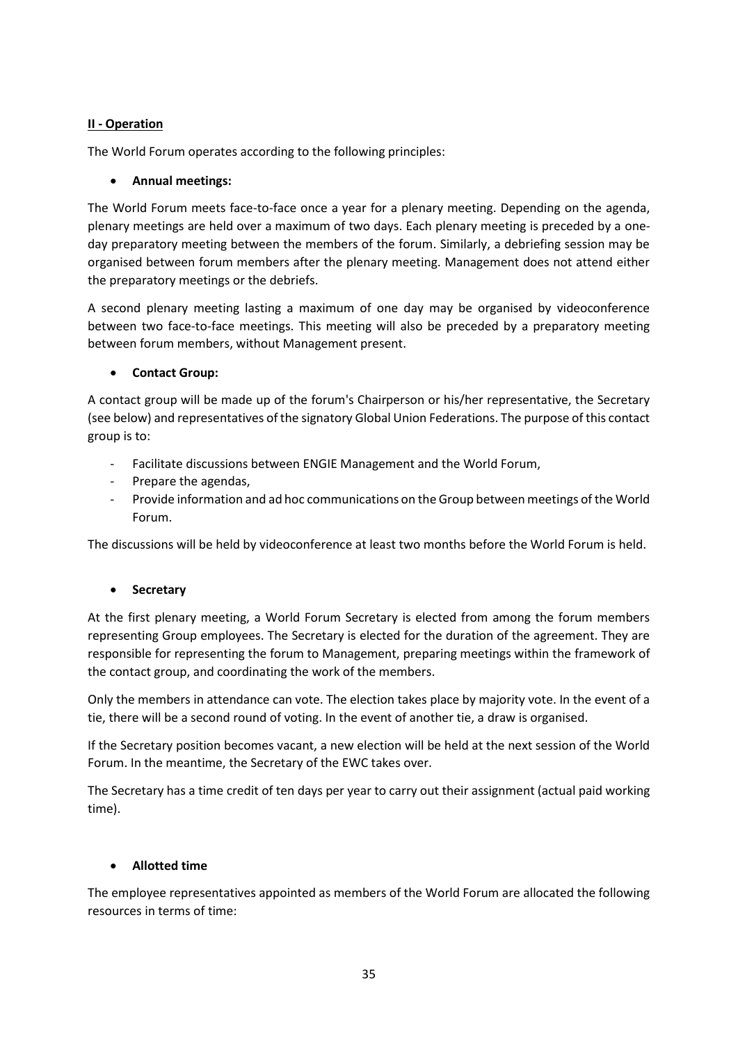**<u>II - Operation</u>**

The World Forum operates according to the following principles:

- **Annual meetings:**

The World Forum meets face-to-face once a year for a plenary meeting. Depending on the agenda, plenary meetings are held over a maximum of two days. Each plenary meeting is preceded by a one-day preparatory meeting between the members of the forum. Similarly, a debriefing session may be organised between forum members after the plenary meeting. Management does not attend either the preparatory meetings or the debriefs.

A second plenary meeting lasting a maximum of one day may be organised by videoconference between two face-to-face meetings. This meeting will also be preceded by a preparatory meeting between forum members, without Management present.

- **Contact Group:**

A contact group will be made up of the forum's Chairperson or his/her representative, the Secretary (see below) and representatives of the signatory Global Union Federations. The purpose of this contact group is to:

- Facilitate discussions between ENGIE Management and the World Forum,
- Prepare the agendas,
- Provide information and ad hoc communications on the Group between meetings of the World Forum.

The discussions will be held by videoconference at least two months before the World Forum is held.

- **Secretary**

At the first plenary meeting, a World Forum Secretary is elected from among the forum members representing Group employees. The Secretary is elected for the duration of the agreement. They are responsible for representing the forum to Management, preparing meetings within the framework of the contact group, and coordinating the work of the members.

Only the members in attendance can vote. The election takes place by majority vote. In the event of a tie, there will be a second round of voting. In the event of another tie, a draw is organised.

If the Secretary position becomes vacant, a new election will be held at the next session of the World Forum. In the meantime, the Secretary of the EWC takes over.

The Secretary has a time credit of ten days per year to carry out their assignment (actual paid working time).

- **Allotted time**

The employee representatives appointed as members of the World Forum are allocated the following resources in terms of time: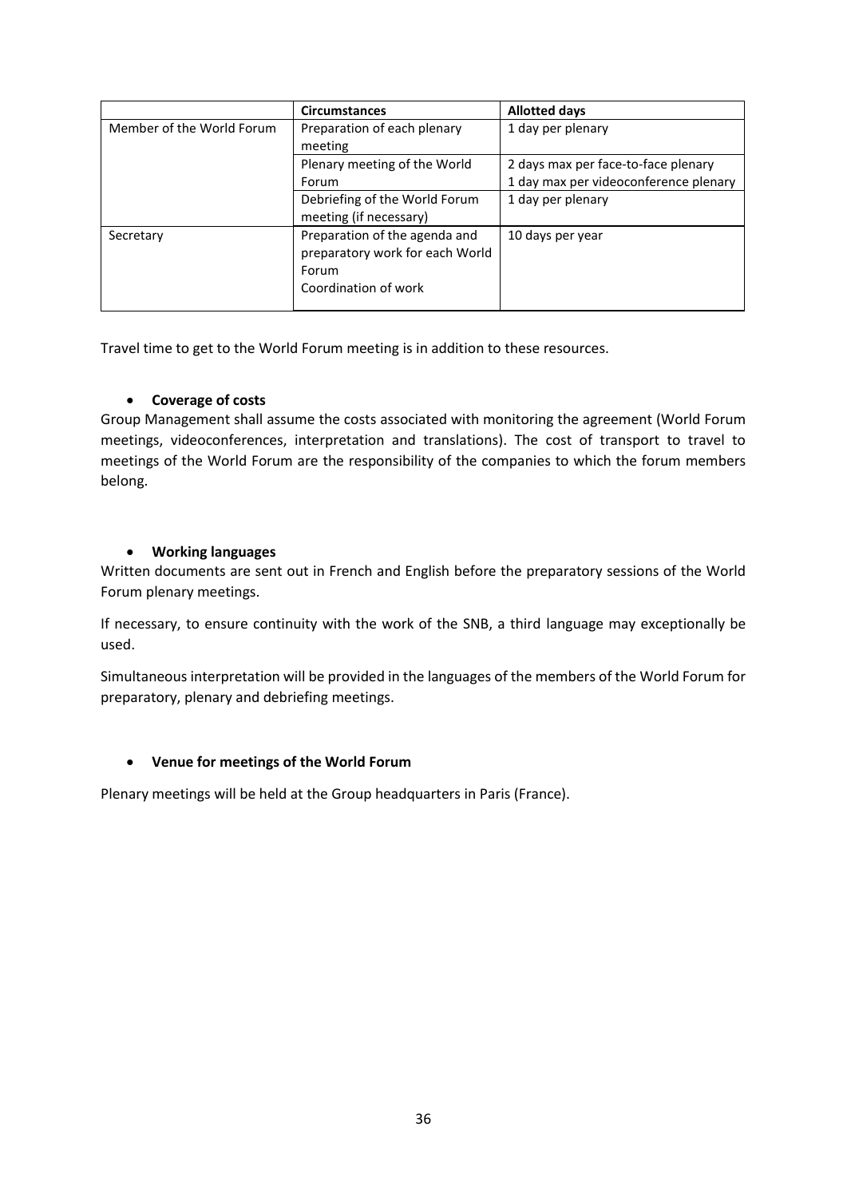| | Circumstances | Allotted days |
|---|---|---|
| Member of the World Forum | Preparation of each plenary meeting | 1 day per plenary |
| | Plenary meeting of the World Forum | 2 days max per face-to-face plenary<br>1 day max per videoconference plenary |
| | Debriefing of the World Forum meeting (if necessary) | 1 day per plenary |
| Secretary | Preparation of the agenda and preparatory work for each World Forum<br>Coordination of work | 10 days per year |

Travel time to get to the World Forum meeting is in addition to these resources.

- **Coverage of costs**

Group Management shall assume the costs associated with monitoring the agreement (World Forum meetings, videoconferences, interpretation and translations). The cost of transport to travel to meetings of the World Forum are the responsibility of the companies to which the forum members belong.

- **Working languages**

Written documents are sent out in French and English before the preparatory sessions of the World Forum plenary meetings.

If necessary, to ensure continuity with the work of the SNB, a third language may exceptionally be used.

Simultaneous interpretation will be provided in the languages of the members of the World Forum for preparatory, plenary and debriefing meetings.

- **Venue for meetings of the World Forum**

Plenary meetings will be held at the Group headquarters in Paris (France).